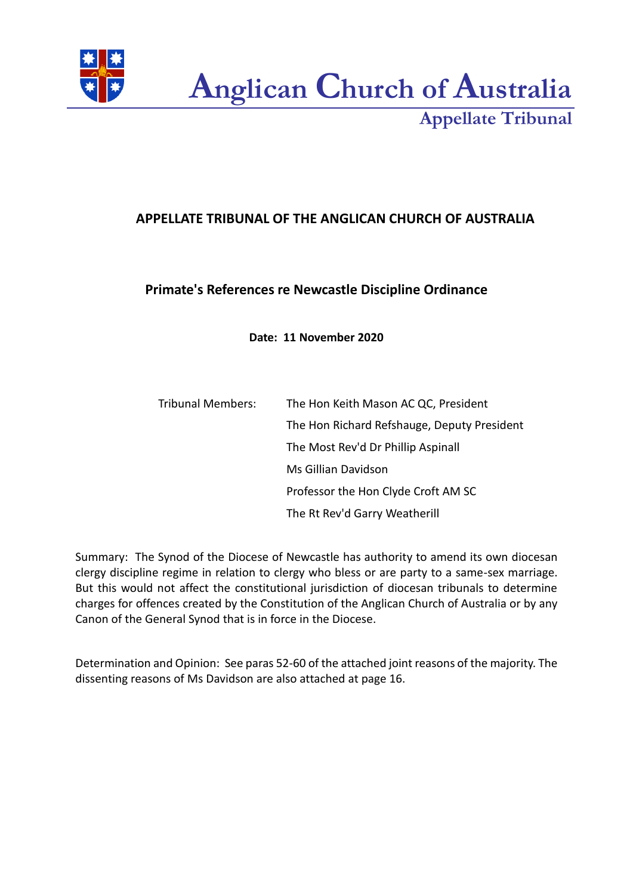# Anglican Church of Australia

## Appellate Tribunal

**APPELLATE TRIBUNAL OF THE ANGLICAN CHURCH OF AUSTRALIA**

**Primate's References re Newcastle Discipline Ordinance**

**Date: 11 November 2020**

| Tribunal Members: | The Hon Keith Mason AC QC, President |
|---|---|
| | The Hon Richard Refshauge, Deputy President |
| | The Most Rev'd Dr Phillip Aspinall |
| | Ms Gillian Davidson |
| | Professor the Hon Clyde Croft AM SC |
| | The Rt Rev'd Garry Weatherill |

Summary: The Synod of the Diocese of Newcastle has authority to amend its own diocesan clergy discipline regime in relation to clergy who bless or are party to a same-sex marriage. But this would not affect the constitutional jurisdiction of diocesan tribunals to determine charges for offences created by the Constitution of the Anglican Church of Australia or by any Canon of the General Synod that is in force in the Diocese.

Determination and Opinion: See paras 52-60 of the attached joint reasons of the majority. The dissenting reasons of Ms Davidson are also attached at page 16.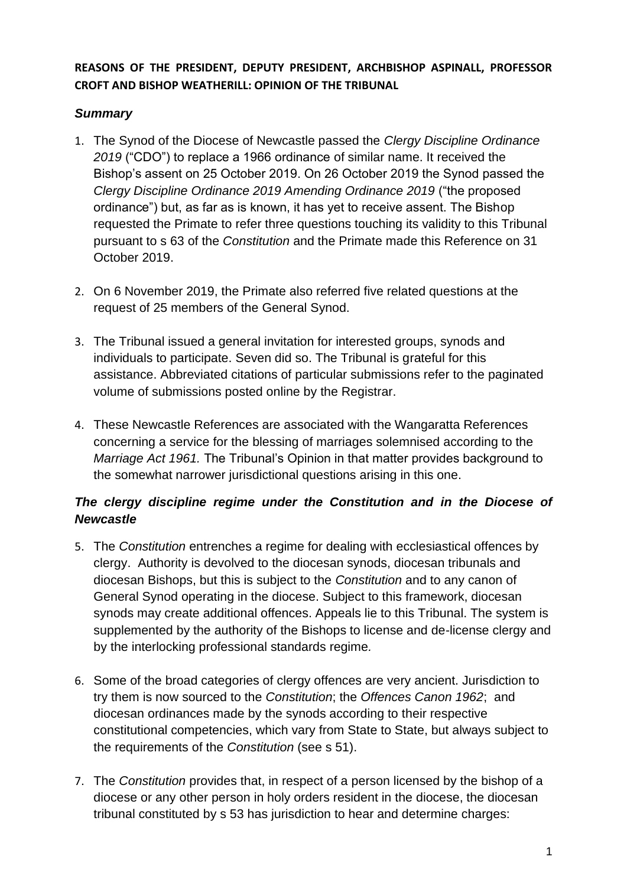**REASONS OF THE PRESIDENT, DEPUTY PRESIDENT, ARCHBISHOP ASPINALL, PROFESSOR CROFT AND BISHOP WEATHERILL: OPINION OF THE TRIBUNAL**

### *Summary*

1. The Synod of the Diocese of Newcastle passed the *Clergy Discipline Ordinance 2019* ("CDO") to replace a 1966 ordinance of similar name. It received the Bishop's assent on 25 October 2019. On 26 October 2019 the Synod passed the *Clergy Discipline Ordinance 2019 Amending Ordinance 2019* ("the proposed ordinance") but, as far as is known, it has yet to receive assent. The Bishop requested the Primate to refer three questions touching its validity to this Tribunal pursuant to s 63 of the *Constitution* and the Primate made this Reference on 31 October 2019.

2. On 6 November 2019, the Primate also referred five related questions at the request of 25 members of the General Synod.

3. The Tribunal issued a general invitation for interested groups, synods and individuals to participate. Seven did so. The Tribunal is grateful for this assistance. Abbreviated citations of particular submissions refer to the paginated volume of submissions posted online by the Registrar.

4. These Newcastle References are associated with the Wangaratta References concerning a service for the blessing of marriages solemnised according to the *Marriage Act 1961.* The Tribunal's Opinion in that matter provides background to the somewhat narrower jurisdictional questions arising in this one.

### *The clergy discipline regime under the Constitution and in the Diocese of Newcastle*

5. The *Constitution* entrenches a regime for dealing with ecclesiastical offences by clergy. Authority is devolved to the diocesan synods, diocesan tribunals and diocesan Bishops, but this is subject to the *Constitution* and to any canon of General Synod operating in the diocese. Subject to this framework, diocesan synods may create additional offences. Appeals lie to this Tribunal. The system is supplemented by the authority of the Bishops to license and de-license clergy and by the interlocking professional standards regime.

6. Some of the broad categories of clergy offences are very ancient. Jurisdiction to try them is now sourced to the *Constitution*; the *Offences Canon 1962*; and diocesan ordinances made by the synods according to their respective constitutional competencies, which vary from State to State, but always subject to the requirements of the *Constitution* (see s 51).

7. The *Constitution* provides that, in respect of a person licensed by the bishop of a diocese or any other person in holy orders resident in the diocese, the diocesan tribunal constituted by s 53 has jurisdiction to hear and determine charges: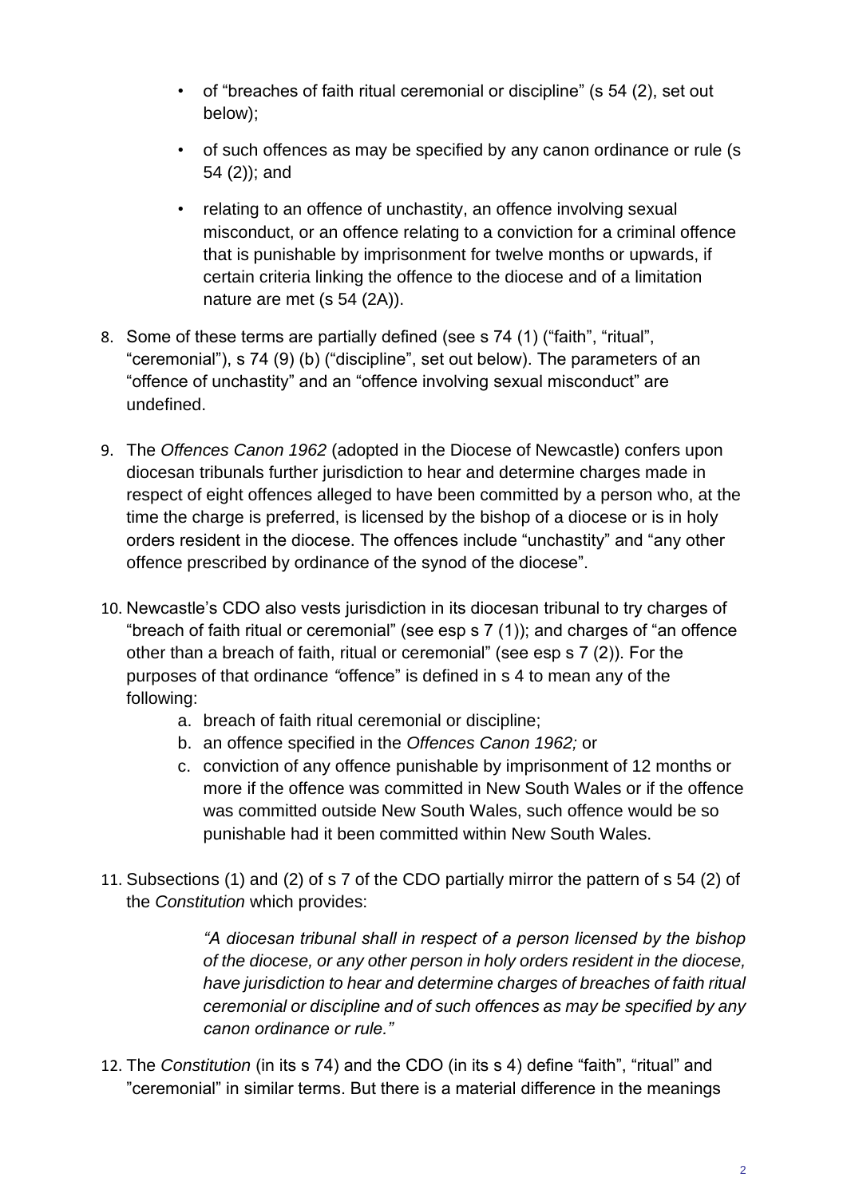- of "breaches of faith ritual ceremonial or discipline" (s 54 (2), set out below);
- of such offences as may be specified by any canon ordinance or rule (s 54 (2)); and
- relating to an offence of unchastity, an offence involving sexual misconduct, or an offence relating to a conviction for a criminal offence that is punishable by imprisonment for twelve months or upwards, if certain criteria linking the offence to the diocese and of a limitation nature are met (s 54 (2A)).

8. Some of these terms are partially defined (see s 74 (1) ("faith", "ritual", "ceremonial"), s 74 (9) (b) ("discipline", set out below). The parameters of an "offence of unchastity" and an "offence involving sexual misconduct" are undefined.

9. The *Offences Canon 1962* (adopted in the Diocese of Newcastle) confers upon diocesan tribunals further jurisdiction to hear and determine charges made in respect of eight offences alleged to have been committed by a person who, at the time the charge is preferred, is licensed by the bishop of a diocese or is in holy orders resident in the diocese. The offences include "unchastity" and "any other offence prescribed by ordinance of the synod of the diocese".

10. Newcastle's CDO also vests jurisdiction in its diocesan tribunal to try charges of "breach of faith ritual or ceremonial" (see esp s 7 (1)); and charges of "an offence other than a breach of faith, ritual or ceremonial" (see esp s 7 (2)). For the purposes of that ordinance *"*offence" is defined in s 4 to mean any of the following:
    a. breach of faith ritual ceremonial or discipline;
    b. an offence specified in the *Offences Canon 1962;* or
    c. conviction of any offence punishable by imprisonment of 12 months or more if the offence was committed in New South Wales or if the offence was committed outside New South Wales, such offence would be so punishable had it been committed within New South Wales.

11. Subsections (1) and (2) of s 7 of the CDO partially mirror the pattern of s 54 (2) of the *Constitution* which provides:

    > *"A diocesan tribunal shall in respect of a person licensed by the bishop of the diocese, or any other person in holy orders resident in the diocese, have jurisdiction to hear and determine charges of breaches of faith ritual ceremonial or discipline and of such offences as may be specified by any canon ordinance or rule."*

12. The *Constitution* (in its s 74) and the CDO (in its s 4) define "faith", "ritual" and "ceremonial" in similar terms. But there is a material difference in the meanings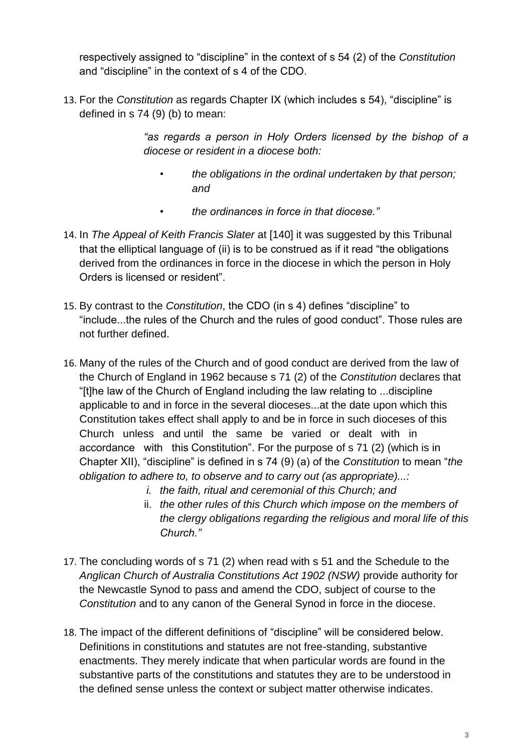respectively assigned to “discipline” in the context of s 54 (2) of the *Constitution* and “discipline” in the context of s 4 of the CDO.

13. For the *Constitution* as regards Chapter IX (which includes s 54), “discipline” is defined in s 74 (9) (b) to mean:

> *“as regards a person in Holy Orders licensed by the bishop of a diocese or resident in a diocese both:*
>
> - *the obligations in the ordinal undertaken by that person; and*
> - *the ordinances in force in that diocese.”*

14. In *The Appeal of Keith Francis Slater* at [140] it was suggested by this Tribunal that the elliptical language of (ii) is to be construed as if it read “the obligations derived from the ordinances in force in the diocese in which the person in Holy Orders is licensed or resident”.

15. By contrast to the *Constitution*, the CDO (in s 4) defines “discipline” to “include...the rules of the Church and the rules of good conduct”. Those rules are not further defined.

16. Many of the rules of the Church and of good conduct are derived from the law of the Church of England in 1962 because s 71 (2) of the *Constitution* declares that “[t]he law of the Church of England including the law relating to ...discipline applicable to and in force in the several dioceses...at the date upon which this Constitution takes effect shall apply to and be in force in such dioceses of this Church unless and until the same be varied or dealt with in accordance with this Constitution”. For the purpose of s 71 (2) (which is in Chapter XII), “discipline” is defined in s 74 (9) (a) of the *Constitution* to mean “*the obligation to adhere to, to observe and to carry out (as appropriate)...:*

    i. *the faith, ritual and ceremonial of this Church; and*
    ii. *the other rules of this Church which impose on the members of the clergy obligations regarding the religious and moral life of this Church.”*

17. The concluding words of s 71 (2) when read with s 51 and the Schedule to the *Anglican Church of Australia Constitutions Act 1902 (NSW)* provide authority for the Newcastle Synod to pass and amend the CDO, subject of course to the *Constitution* and to any canon of the General Synod in force in the diocese.

18. The impact of the different definitions of “discipline” will be considered below. Definitions in constitutions and statutes are not free-standing, substantive enactments. They merely indicate that when particular words are found in the substantive parts of the constitutions and statutes they are to be understood in the defined sense unless the context or subject matter otherwise indicates.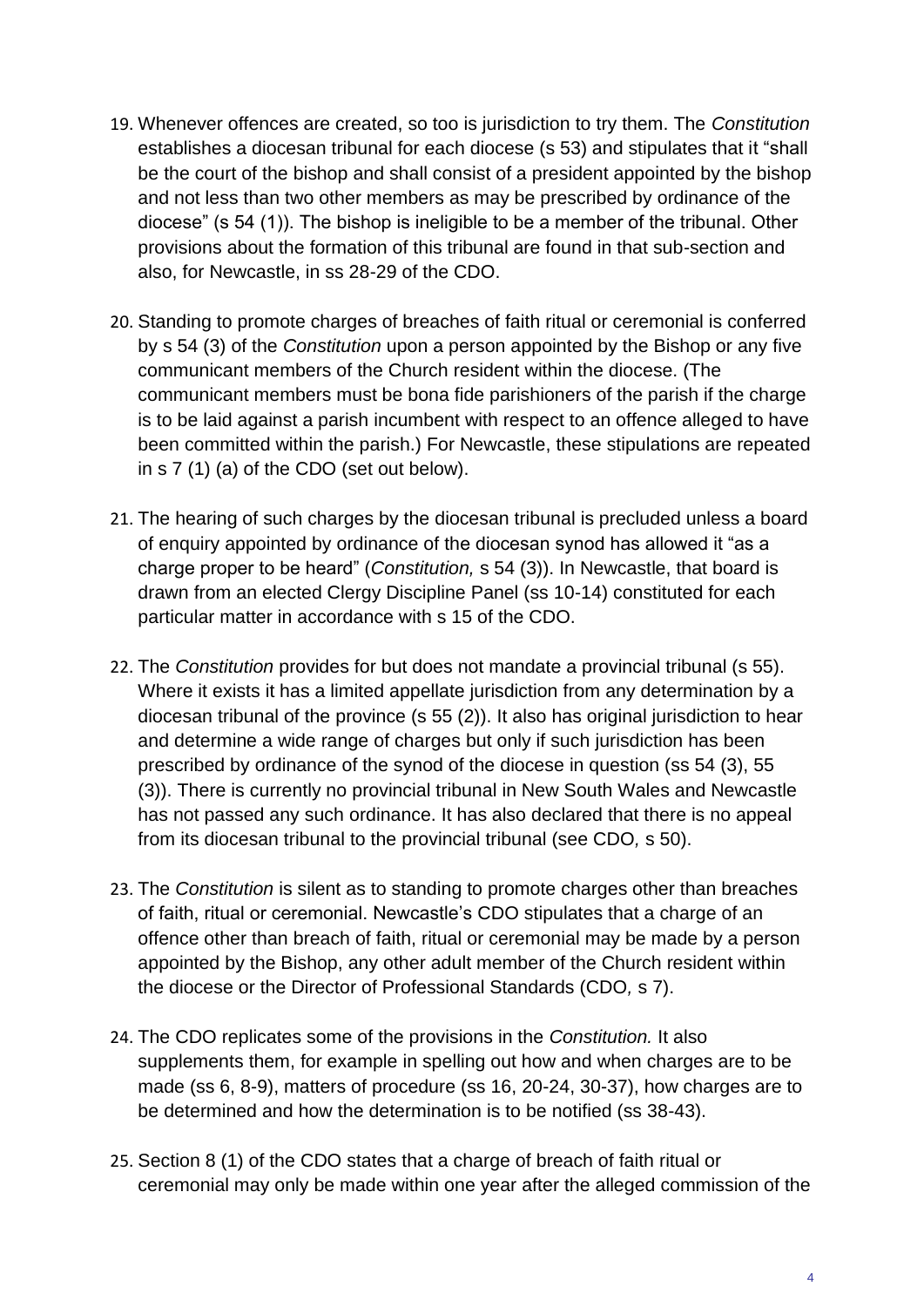19. Whenever offences are created, so too is jurisdiction to try them. The *Constitution* establishes a diocesan tribunal for each diocese (s 53) and stipulates that it "shall be the court of the bishop and shall consist of a president appointed by the bishop and not less than two other members as may be prescribed by ordinance of the diocese" (s 54 (1)). The bishop is ineligible to be a member of the tribunal. Other provisions about the formation of this tribunal are found in that sub-section and also, for Newcastle, in ss 28-29 of the CDO.

20. Standing to promote charges of breaches of faith ritual or ceremonial is conferred by s 54 (3) of the *Constitution* upon a person appointed by the Bishop or any five communicant members of the Church resident within the diocese. (The communicant members must be bona fide parishioners of the parish if the charge is to be laid against a parish incumbent with respect to an offence alleged to have been committed within the parish.) For Newcastle, these stipulations are repeated in s 7 (1) (a) of the CDO (set out below).

21. The hearing of such charges by the diocesan tribunal is precluded unless a board of enquiry appointed by ordinance of the diocesan synod has allowed it "as a charge proper to be heard" (*Constitution,* s 54 (3)). In Newcastle, that board is drawn from an elected Clergy Discipline Panel (ss 10-14) constituted for each particular matter in accordance with s 15 of the CDO.

22. The *Constitution* provides for but does not mandate a provincial tribunal (s 55). Where it exists it has a limited appellate jurisdiction from any determination by a diocesan tribunal of the province (s 55 (2)). It also has original jurisdiction to hear and determine a wide range of charges but only if such jurisdiction has been prescribed by ordinance of the synod of the diocese in question (ss 54 (3), 55 (3)). There is currently no provincial tribunal in New South Wales and Newcastle has not passed any such ordinance. It has also declared that there is no appeal from its diocesan tribunal to the provincial tribunal (see CDO*,* s 50).

23. The *Constitution* is silent as to standing to promote charges other than breaches of faith, ritual or ceremonial. Newcastle's CDO stipulates that a charge of an offence other than breach of faith, ritual or ceremonial may be made by a person appointed by the Bishop, any other adult member of the Church resident within the diocese or the Director of Professional Standards (CDO*,* s 7).

24. The CDO replicates some of the provisions in the *Constitution.* It also supplements them, for example in spelling out how and when charges are to be made (ss 6, 8-9), matters of procedure (ss 16, 20-24, 30-37), how charges are to be determined and how the determination is to be notified (ss 38-43).

25. Section 8 (1) of the CDO states that a charge of breach of faith ritual or ceremonial may only be made within one year after the alleged commission of the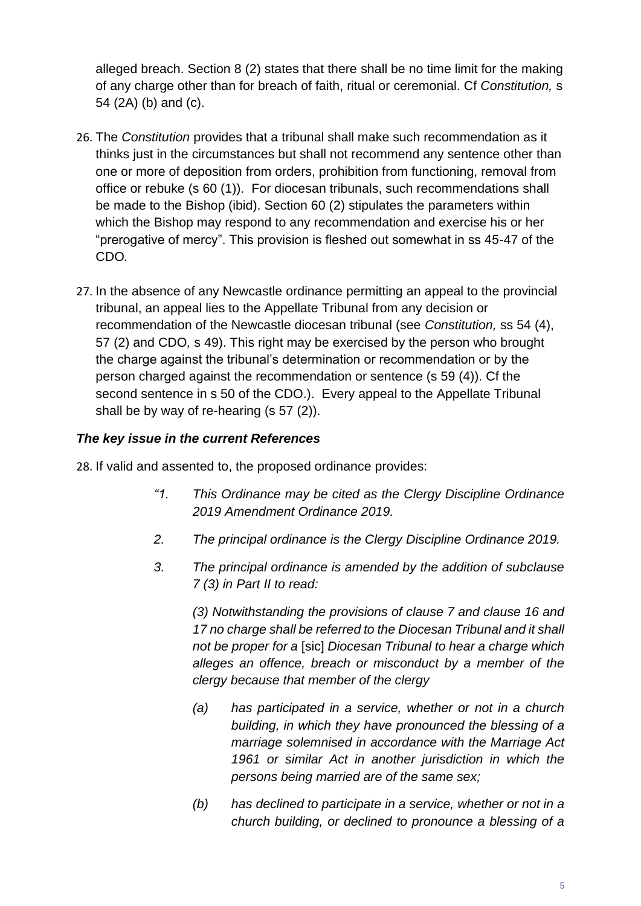alleged breach. Section 8 (2) states that there shall be no time limit for the making of any charge other than for breach of faith, ritual or ceremonial. Cf *Constitution,* s 54 (2A) (b) and (c).

26. The *Constitution* provides that a tribunal shall make such recommendation as it thinks just in the circumstances but shall not recommend any sentence other than one or more of deposition from orders, prohibition from functioning, removal from office or rebuke (s 60 (1)). For diocesan tribunals, such recommendations shall be made to the Bishop (ibid). Section 60 (2) stipulates the parameters within which the Bishop may respond to any recommendation and exercise his or her "prerogative of mercy". This provision is fleshed out somewhat in ss 45-47 of the CDO.

27. In the absence of any Newcastle ordinance permitting an appeal to the provincial tribunal, an appeal lies to the Appellate Tribunal from any decision or recommendation of the Newcastle diocesan tribunal (see *Constitution,* ss 54 (4), 57 (2) and CDO*,* s 49). This right may be exercised by the person who brought the charge against the tribunal's determination or recommendation or by the person charged against the recommendation or sentence (s 59 (4)). Cf the second sentence in s 50 of the CDO.). Every appeal to the Appellate Tribunal shall be by way of re-hearing (s 57 (2)).

### *The key issue in the current References*

28. If valid and assented to, the proposed ordinance provides:

> *"1. This Ordinance may be cited as the Clergy Discipline Ordinance 2019 Amendment Ordinance 2019.*
>
> *2. The principal ordinance is the Clergy Discipline Ordinance 2019.*
>
> *3. The principal ordinance is amended by the addition of subclause 7 (3) in Part II to read:*
>
> *(3) Notwithstanding the provisions of clause 7 and clause 16 and 17 no charge shall be referred to the Diocesan Tribunal and it shall not be proper for a* [sic] *Diocesan Tribunal to hear a charge which alleges an offence, breach or misconduct by a member of the clergy because that member of the clergy*
>
> *(a) has participated in a service, whether or not in a church building, in which they have pronounced the blessing of a marriage solemnised in accordance with the Marriage Act 1961 or similar Act in another jurisdiction in which the persons being married are of the same sex;*
>
> *(b) has declined to participate in a service, whether or not in a church building, or declined to pronounce a blessing of a*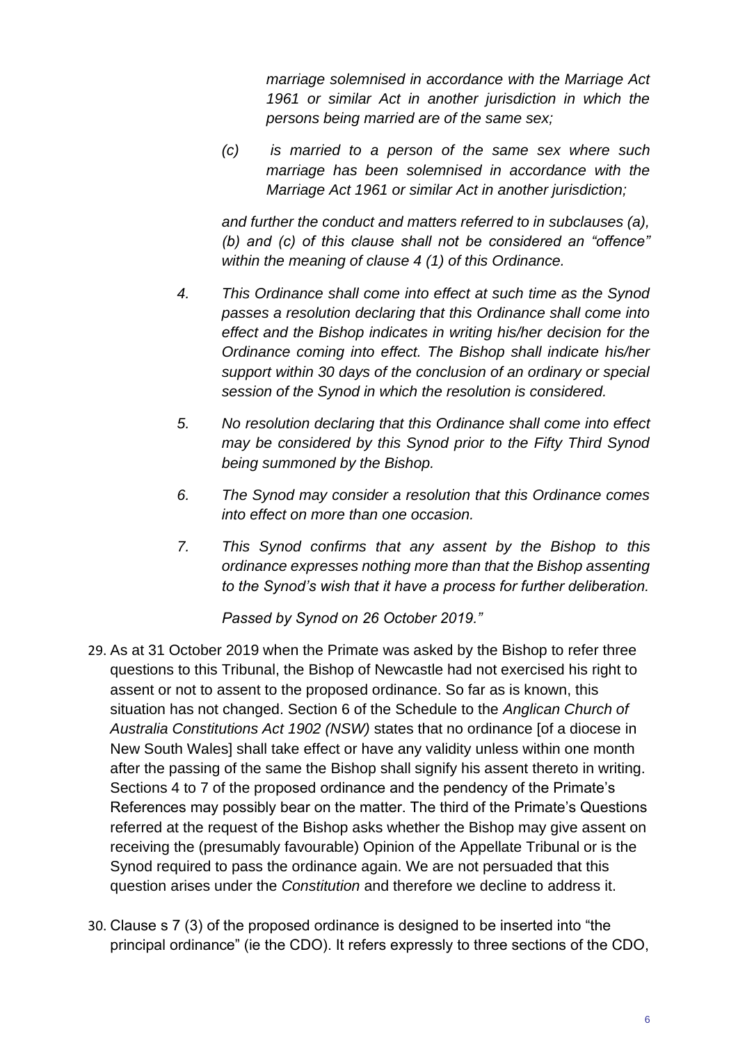*marriage solemnised in accordance with the Marriage Act 1961 or similar Act in another jurisdiction in which the persons being married are of the same sex;*

*(c) is married to a person of the same sex where such marriage has been solemnised in accordance with the Marriage Act 1961 or similar Act in another jurisdiction;*

*and further the conduct and matters referred to in subclauses (a), (b) and (c) of this clause shall not be considered an "offence" within the meaning of clause 4 (1) of this Ordinance.*

*4. This Ordinance shall come into effect at such time as the Synod passes a resolution declaring that this Ordinance shall come into effect and the Bishop indicates in writing his/her decision for the Ordinance coming into effect. The Bishop shall indicate his/her support within 30 days of the conclusion of an ordinary or special session of the Synod in which the resolution is considered.*

*5. No resolution declaring that this Ordinance shall come into effect may be considered by this Synod prior to the Fifty Third Synod being summoned by the Bishop.*

*6. The Synod may consider a resolution that this Ordinance comes into effect on more than one occasion.*

*7. This Synod confirms that any assent by the Bishop to this ordinance expresses nothing more than that the Bishop assenting to the Synod's wish that it have a process for further deliberation.*

*Passed by Synod on 26 October 2019."*

29. As at 31 October 2019 when the Primate was asked by the Bishop to refer three questions to this Tribunal, the Bishop of Newcastle had not exercised his right to assent or not to assent to the proposed ordinance. So far as is known, this situation has not changed. Section 6 of the Schedule to the *Anglican Church of Australia Constitutions Act 1902 (NSW)* states that no ordinance [of a diocese in New South Wales] shall take effect or have any validity unless within one month after the passing of the same the Bishop shall signify his assent thereto in writing. Sections 4 to 7 of the proposed ordinance and the pendency of the Primate's References may possibly bear on the matter. The third of the Primate's Questions referred at the request of the Bishop asks whether the Bishop may give assent on receiving the (presumably favourable) Opinion of the Appellate Tribunal or is the Synod required to pass the ordinance again. We are not persuaded that this question arises under the *Constitution* and therefore we decline to address it.

30. Clause s 7 (3) of the proposed ordinance is designed to be inserted into "the principal ordinance" (ie the CDO). It refers expressly to three sections of the CDO,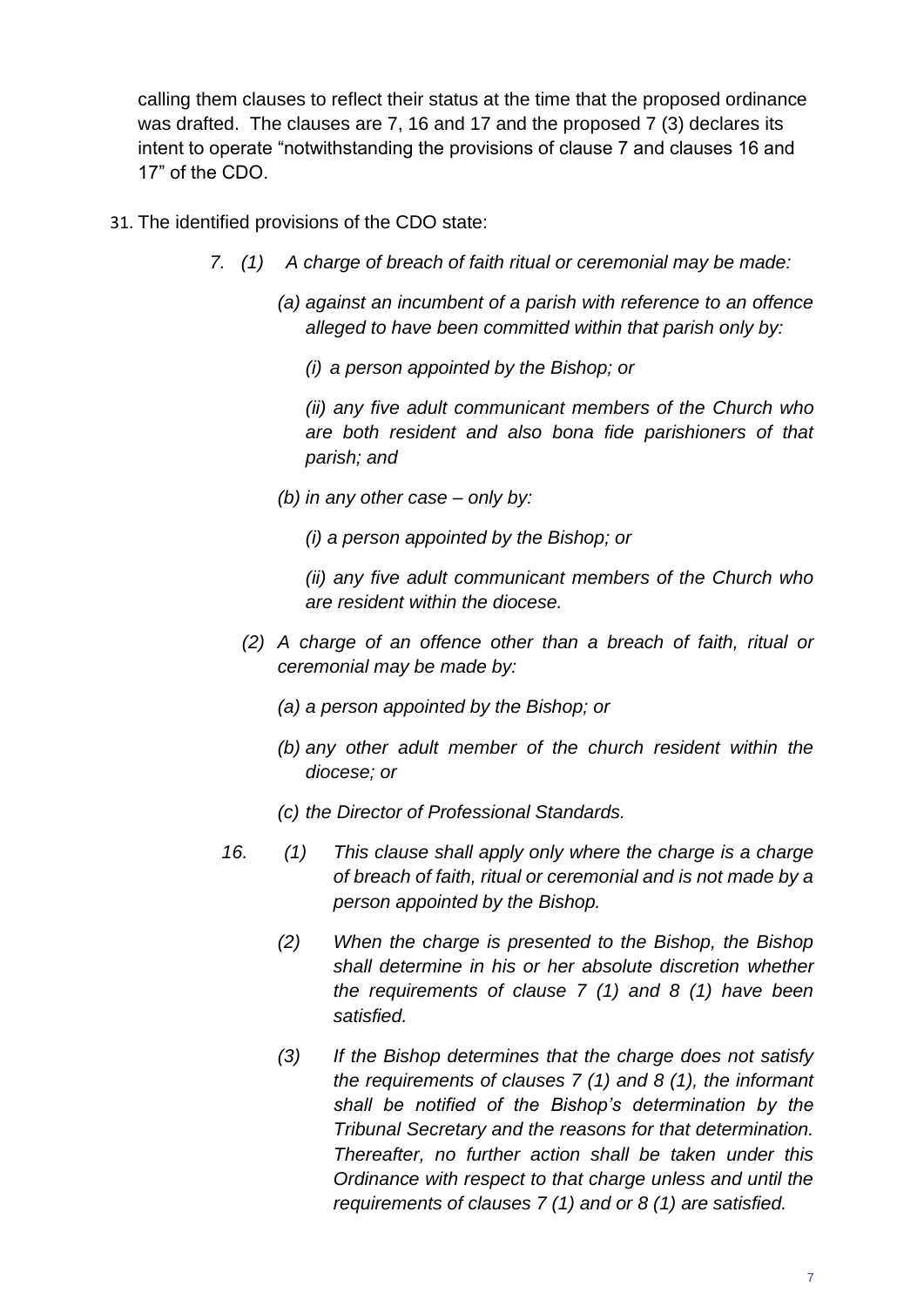calling them clauses to reflect their status at the time that the proposed ordinance was drafted. The clauses are 7, 16 and 17 and the proposed 7 (3) declares its intent to operate "notwithstanding the provisions of clause 7 and clauses 16 and 17" of the CDO.

31. The identified provisions of the CDO state:

> *7. (1) A charge of breach of faith ritual or ceremonial may be made:*
>
> *(a) against an incumbent of a parish with reference to an offence alleged to have been committed within that parish only by:*
>
> *(i) a person appointed by the Bishop; or*
>
> *(ii) any five adult communicant members of the Church who are both resident and also bona fide parishioners of that parish; and*
>
> *(b) in any other case – only by:*
>
> *(i) a person appointed by the Bishop; or*
>
> *(ii) any five adult communicant members of the Church who are resident within the diocese.*
>
> *(2) A charge of an offence other than a breach of faith, ritual or ceremonial may be made by:*
>
> *(a) a person appointed by the Bishop; or*
>
> *(b) any other adult member of the church resident within the diocese; or*
>
> *(c) the Director of Professional Standards.*
>
> *16. (1) This clause shall apply only where the charge is a charge of breach of faith, ritual or ceremonial and is not made by a person appointed by the Bishop.*
>
> *(2) When the charge is presented to the Bishop, the Bishop shall determine in his or her absolute discretion whether the requirements of clause 7 (1) and 8 (1) have been satisfied.*
>
> *(3) If the Bishop determines that the charge does not satisfy the requirements of clauses 7 (1) and 8 (1), the informant shall be notified of the Bishop's determination by the Tribunal Secretary and the reasons for that determination. Thereafter, no further action shall be taken under this Ordinance with respect to that charge unless and until the requirements of clauses 7 (1) and or 8 (1) are satisfied.*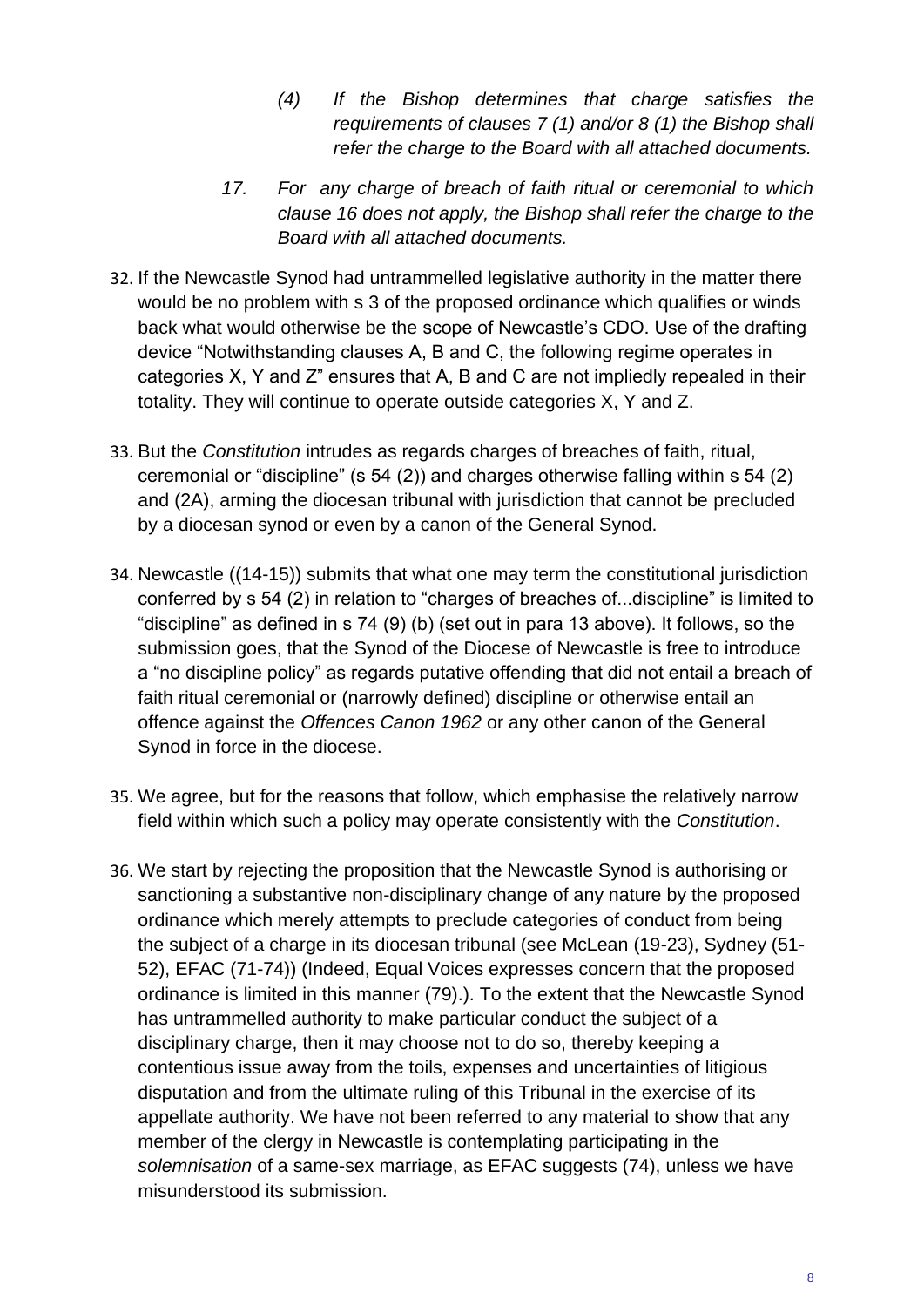> *(4) If the Bishop determines that charge satisfies the requirements of clauses 7 (1) and/or 8 (1) the Bishop shall refer the charge to the Board with all attached documents.*
>
> *17. For any charge of breach of faith ritual or ceremonial to which clause 16 does not apply, the Bishop shall refer the charge to the Board with all attached documents.*

32. If the Newcastle Synod had untrammelled legislative authority in the matter there would be no problem with s 3 of the proposed ordinance which qualifies or winds back what would otherwise be the scope of Newcastle's CDO. Use of the drafting device "Notwithstanding clauses A, B and C, the following regime operates in categories X, Y and Z" ensures that A, B and C are not impliedly repealed in their totality. They will continue to operate outside categories X, Y and Z.

33. But the *Constitution* intrudes as regards charges of breaches of faith, ritual, ceremonial or "discipline" (s 54 (2)) and charges otherwise falling within s 54 (2) and (2A), arming the diocesan tribunal with jurisdiction that cannot be precluded by a diocesan synod or even by a canon of the General Synod.

34. Newcastle ((14-15)) submits that what one may term the constitutional jurisdiction conferred by s 54 (2) in relation to "charges of breaches of...discipline" is limited to "discipline" as defined in s 74 (9) (b) (set out in para 13 above). It follows, so the submission goes, that the Synod of the Diocese of Newcastle is free to introduce a "no discipline policy" as regards putative offending that did not entail a breach of faith ritual ceremonial or (narrowly defined) discipline or otherwise entail an offence against the *Offences Canon 1962* or any other canon of the General Synod in force in the diocese.

35. We agree, but for the reasons that follow, which emphasise the relatively narrow field within which such a policy may operate consistently with the *Constitution*.

36. We start by rejecting the proposition that the Newcastle Synod is authorising or sanctioning a substantive non-disciplinary change of any nature by the proposed ordinance which merely attempts to preclude categories of conduct from being the subject of a charge in its diocesan tribunal (see McLean (19-23), Sydney (51-52), EFAC (71-74)) (Indeed, Equal Voices expresses concern that the proposed ordinance is limited in this manner (79).). To the extent that the Newcastle Synod has untrammelled authority to make particular conduct the subject of a disciplinary charge, then it may choose not to do so, thereby keeping a contentious issue away from the toils, expenses and uncertainties of litigious disputation and from the ultimate ruling of this Tribunal in the exercise of its appellate authority. We have not been referred to any material to show that any member of the clergy in Newcastle is contemplating participating in the *solemnisation* of a same-sex marriage, as EFAC suggests (74), unless we have misunderstood its submission.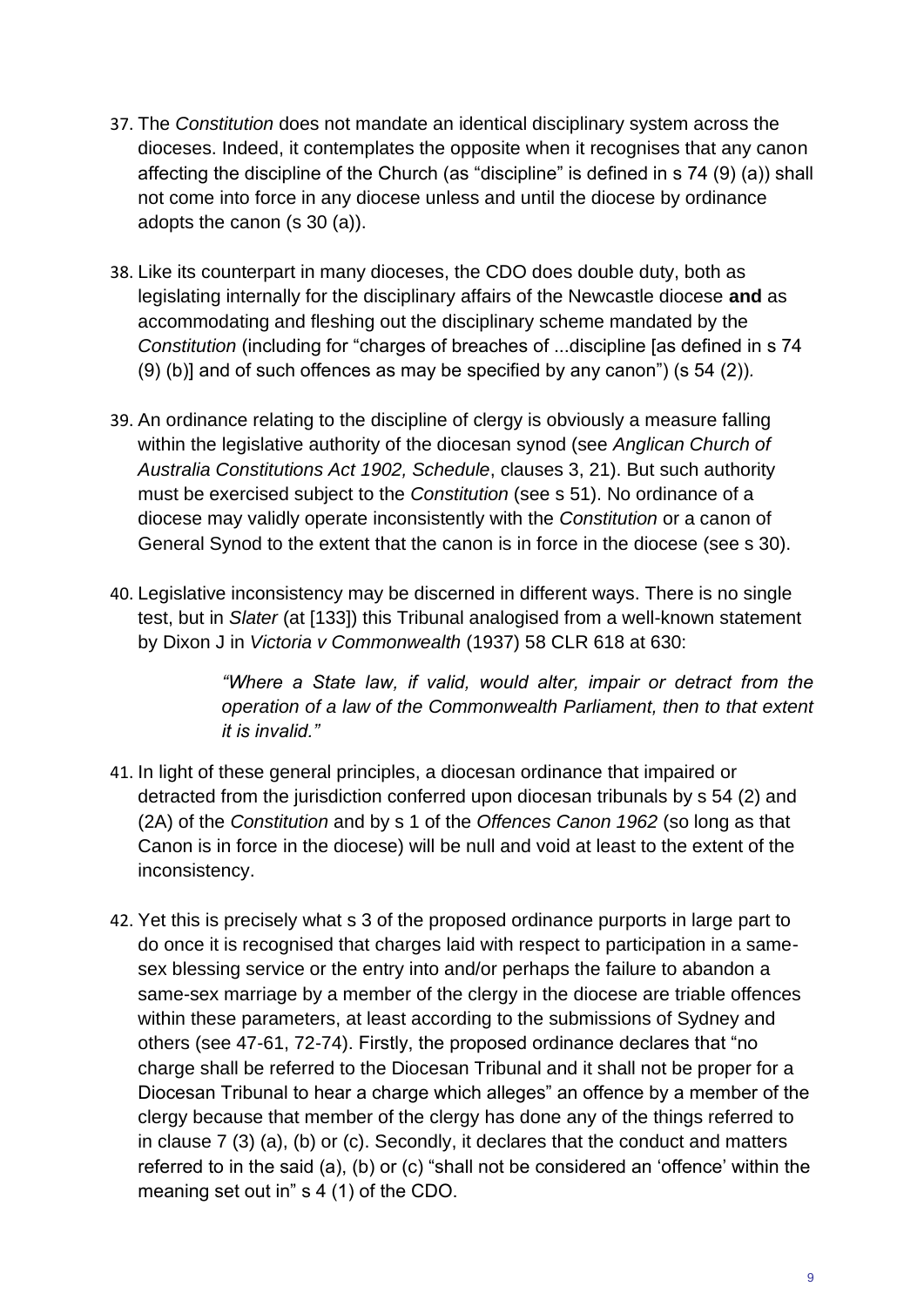37. The *Constitution* does not mandate an identical disciplinary system across the dioceses. Indeed, it contemplates the opposite when it recognises that any canon affecting the discipline of the Church (as "discipline" is defined in s 74 (9) (a)) shall not come into force in any diocese unless and until the diocese by ordinance adopts the canon (s 30 (a)).

38. Like its counterpart in many dioceses, the CDO does double duty, both as legislating internally for the disciplinary affairs of the Newcastle diocese **and** as accommodating and fleshing out the disciplinary scheme mandated by the *Constitution* (including for "charges of breaches of ...discipline [as defined in s 74 (9) (b)] and of such offences as may be specified by any canon") (s 54 (2)).

39. An ordinance relating to the discipline of clergy is obviously a measure falling within the legislative authority of the diocesan synod (see *Anglican Church of Australia Constitutions Act 1902, Schedule*, clauses 3, 21). But such authority must be exercised subject to the *Constitution* (see s 51). No ordinance of a diocese may validly operate inconsistently with the *Constitution* or a canon of General Synod to the extent that the canon is in force in the diocese (see s 30).

40. Legislative inconsistency may be discerned in different ways. There is no single test, but in *Slater* (at [133]) this Tribunal analogised from a well-known statement by Dixon J in *Victoria v Commonwealth* (1937) 58 CLR 618 at 630:

> *"Where a State law, if valid, would alter, impair or detract from the operation of a law of the Commonwealth Parliament, then to that extent it is invalid."*

41. In light of these general principles, a diocesan ordinance that impaired or detracted from the jurisdiction conferred upon diocesan tribunals by s 54 (2) and (2A) of the *Constitution* and by s 1 of the *Offences Canon 1962* (so long as that Canon is in force in the diocese) will be null and void at least to the extent of the inconsistency.

42. Yet this is precisely what s 3 of the proposed ordinance purports in large part to do once it is recognised that charges laid with respect to participation in a same-sex blessing service or the entry into and/or perhaps the failure to abandon a same-sex marriage by a member of the clergy in the diocese are triable offences within these parameters, at least according to the submissions of Sydney and others (see 47-61, 72-74). Firstly, the proposed ordinance declares that "no charge shall be referred to the Diocesan Tribunal and it shall not be proper for a Diocesan Tribunal to hear a charge which alleges" an offence by a member of the clergy because that member of the clergy has done any of the things referred to in clause 7 (3) (a), (b) or (c). Secondly, it declares that the conduct and matters referred to in the said (a), (b) or (c) "shall not be considered an 'offence' within the meaning set out in" s 4 (1) of the CDO.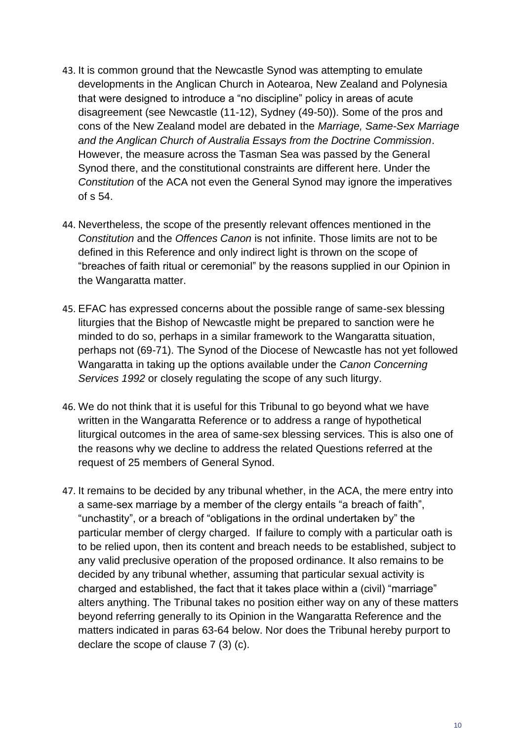43. It is common ground that the Newcastle Synod was attempting to emulate developments in the Anglican Church in Aotearoa, New Zealand and Polynesia that were designed to introduce a "no discipline" policy in areas of acute disagreement (see Newcastle (11-12), Sydney (49-50)). Some of the pros and cons of the New Zealand model are debated in the *Marriage, Same-Sex Marriage and the Anglican Church of Australia Essays from the Doctrine Commission*. However, the measure across the Tasman Sea was passed by the General Synod there, and the constitutional constraints are different here. Under the *Constitution* of the ACA not even the General Synod may ignore the imperatives of s 54.

44. Nevertheless, the scope of the presently relevant offences mentioned in the *Constitution* and the *Offences Canon* is not infinite. Those limits are not to be defined in this Reference and only indirect light is thrown on the scope of "breaches of faith ritual or ceremonial" by the reasons supplied in our Opinion in the Wangaratta matter.

45. EFAC has expressed concerns about the possible range of same-sex blessing liturgies that the Bishop of Newcastle might be prepared to sanction were he minded to do so, perhaps in a similar framework to the Wangaratta situation, perhaps not (69-71). The Synod of the Diocese of Newcastle has not yet followed Wangaratta in taking up the options available under the *Canon Concerning Services 1992* or closely regulating the scope of any such liturgy.

46. We do not think that it is useful for this Tribunal to go beyond what we have written in the Wangaratta Reference or to address a range of hypothetical liturgical outcomes in the area of same-sex blessing services. This is also one of the reasons why we decline to address the related Questions referred at the request of 25 members of General Synod.

47. It remains to be decided by any tribunal whether, in the ACA, the mere entry into a same-sex marriage by a member of the clergy entails "a breach of faith", "unchastity", or a breach of "obligations in the ordinal undertaken by" the particular member of clergy charged. If failure to comply with a particular oath is to be relied upon, then its content and breach needs to be established, subject to any valid preclusive operation of the proposed ordinance. It also remains to be decided by any tribunal whether, assuming that particular sexual activity is charged and established, the fact that it takes place within a (civil) "marriage" alters anything. The Tribunal takes no position either way on any of these matters beyond referring generally to its Opinion in the Wangaratta Reference and the matters indicated in paras 63-64 below. Nor does the Tribunal hereby purport to declare the scope of clause 7 (3) (c).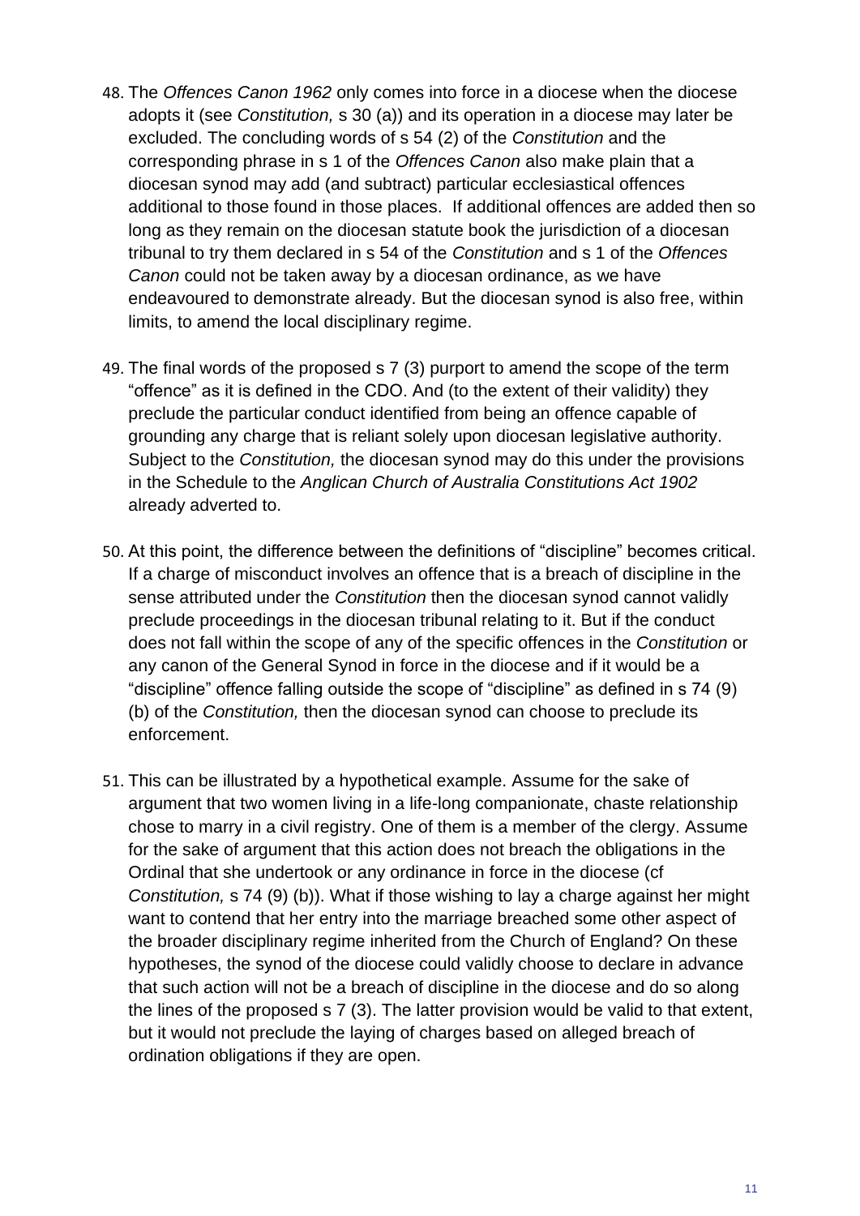48. The *Offences Canon 1962* only comes into force in a diocese when the diocese adopts it (see *Constitution,* s 30 (a)) and its operation in a diocese may later be excluded. The concluding words of s 54 (2) of the *Constitution* and the corresponding phrase in s 1 of the *Offences Canon* also make plain that a diocesan synod may add (and subtract) particular ecclesiastical offences additional to those found in those places. If additional offences are added then so long as they remain on the diocesan statute book the jurisdiction of a diocesan tribunal to try them declared in s 54 of the *Constitution* and s 1 of the *Offences Canon* could not be taken away by a diocesan ordinance, as we have endeavoured to demonstrate already. But the diocesan synod is also free, within limits, to amend the local disciplinary regime.

49. The final words of the proposed s 7 (3) purport to amend the scope of the term "offence" as it is defined in the CDO. And (to the extent of their validity) they preclude the particular conduct identified from being an offence capable of grounding any charge that is reliant solely upon diocesan legislative authority. Subject to the *Constitution,* the diocesan synod may do this under the provisions in the Schedule to the *Anglican Church of Australia Constitutions Act 1902* already adverted to.

50. At this point, the difference between the definitions of "discipline" becomes critical. If a charge of misconduct involves an offence that is a breach of discipline in the sense attributed under the *Constitution* then the diocesan synod cannot validly preclude proceedings in the diocesan tribunal relating to it. But if the conduct does not fall within the scope of any of the specific offences in the *Constitution* or any canon of the General Synod in force in the diocese and if it would be a "discipline" offence falling outside the scope of "discipline" as defined in s 74 (9) (b) of the *Constitution,* then the diocesan synod can choose to preclude its enforcement.

51. This can be illustrated by a hypothetical example. Assume for the sake of argument that two women living in a life-long companionate, chaste relationship chose to marry in a civil registry. One of them is a member of the clergy. Assume for the sake of argument that this action does not breach the obligations in the Ordinal that she undertook or any ordinance in force in the diocese (cf *Constitution,* s 74 (9) (b)). What if those wishing to lay a charge against her might want to contend that her entry into the marriage breached some other aspect of the broader disciplinary regime inherited from the Church of England? On these hypotheses, the synod of the diocese could validly choose to declare in advance that such action will not be a breach of discipline in the diocese and do so along the lines of the proposed s 7 (3). The latter provision would be valid to that extent, but it would not preclude the laying of charges based on alleged breach of ordination obligations if they are open.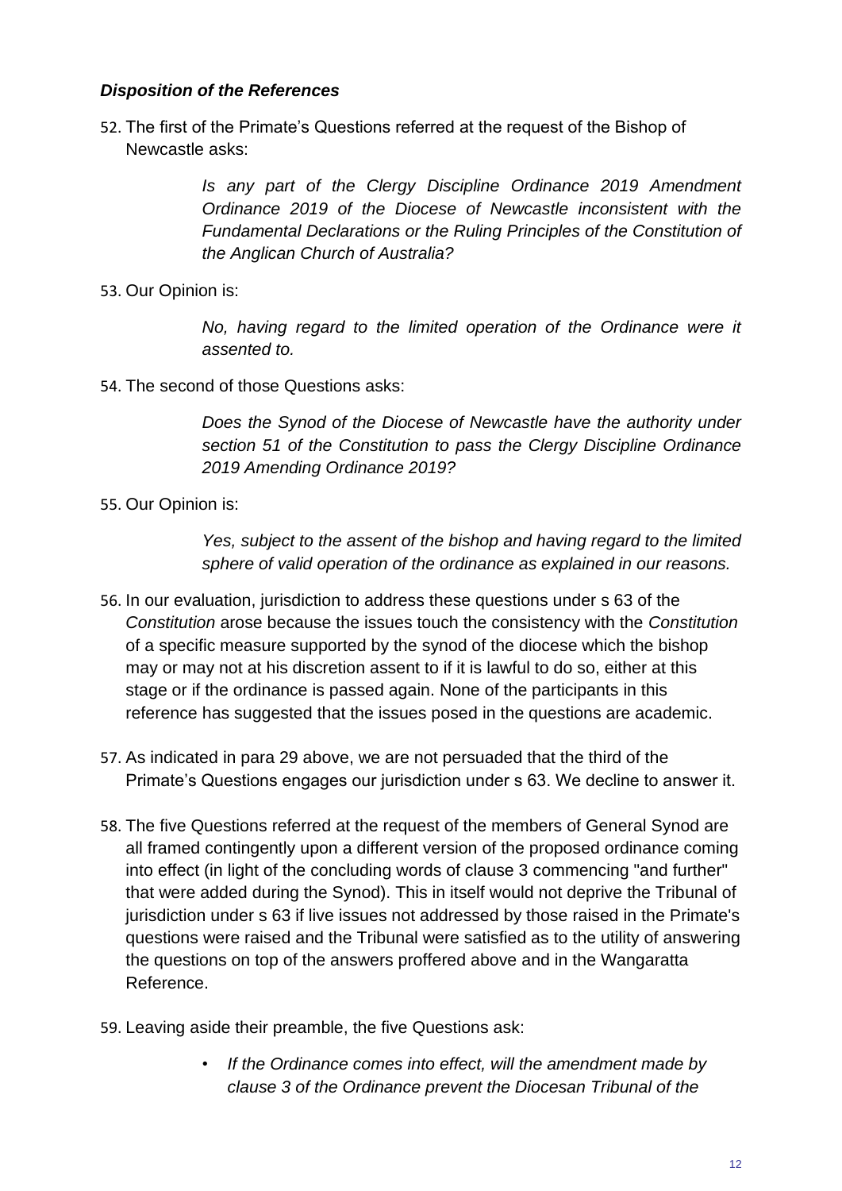### *Disposition of the References*

52. The first of the Primate's Questions referred at the request of the Bishop of Newcastle asks:

> *Is any part of the Clergy Discipline Ordinance 2019 Amendment Ordinance 2019 of the Diocese of Newcastle inconsistent with the Fundamental Declarations or the Ruling Principles of the Constitution of the Anglican Church of Australia?*

53. Our Opinion is:

> *No, having regard to the limited operation of the Ordinance were it assented to.*

54. The second of those Questions asks:

> *Does the Synod of the Diocese of Newcastle have the authority under section 51 of the Constitution to pass the Clergy Discipline Ordinance 2019 Amending Ordinance 2019?*

55. Our Opinion is:

> *Yes, subject to the assent of the bishop and having regard to the limited sphere of valid operation of the ordinance as explained in our reasons.*

56. In our evaluation, jurisdiction to address these questions under s 63 of the *Constitution* arose because the issues touch the consistency with the *Constitution* of a specific measure supported by the synod of the diocese which the bishop may or may not at his discretion assent to if it is lawful to do so, either at this stage or if the ordinance is passed again. None of the participants in this reference has suggested that the issues posed in the questions are academic.

57. As indicated in para 29 above, we are not persuaded that the third of the Primate's Questions engages our jurisdiction under s 63. We decline to answer it.

58. The five Questions referred at the request of the members of General Synod are all framed contingently upon a different version of the proposed ordinance coming into effect (in light of the concluding words of clause 3 commencing "and further" that were added during the Synod). This in itself would not deprive the Tribunal of jurisdiction under s 63 if live issues not addressed by those raised in the Primate's questions were raised and the Tribunal were satisfied as to the utility of answering the questions on top of the answers proffered above and in the Wangaratta Reference.

59. Leaving aside their preamble, the five Questions ask:

> - *If the Ordinance comes into effect, will the amendment made by clause 3 of the Ordinance prevent the Diocesan Tribunal of the*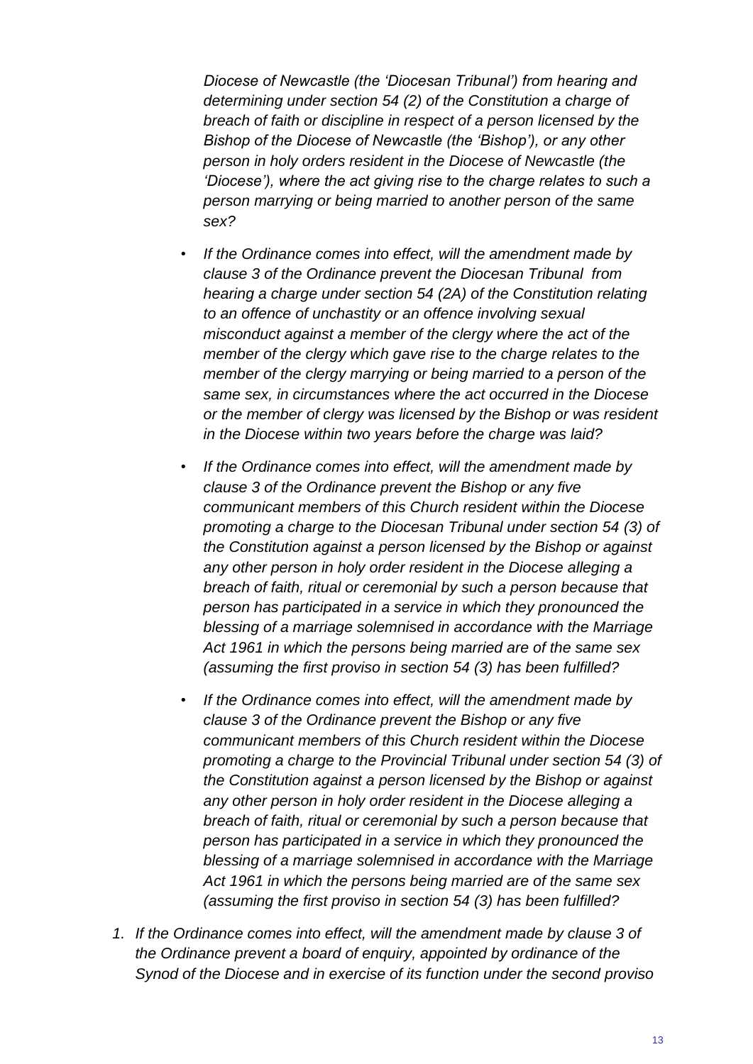*Diocese of Newcastle (the 'Diocesan Tribunal') from hearing and determining under section 54 (2) of the Constitution a charge of breach of faith or discipline in respect of a person licensed by the Bishop of the Diocese of Newcastle (the 'Bishop'), or any other person in holy orders resident in the Diocese of Newcastle (the 'Diocese'), where the act giving rise to the charge relates to such a person marrying or being married to another person of the same sex?*

- *If the Ordinance comes into effect, will the amendment made by clause 3 of the Ordinance prevent the Diocesan Tribunal from hearing a charge under section 54 (2A) of the Constitution relating to an offence of unchastity or an offence involving sexual misconduct against a member of the clergy where the act of the member of the clergy which gave rise to the charge relates to the member of the clergy marrying or being married to a person of the same sex, in circumstances where the act occurred in the Diocese or the member of clergy was licensed by the Bishop or was resident in the Diocese within two years before the charge was laid?*
- *If the Ordinance comes into effect, will the amendment made by clause 3 of the Ordinance prevent the Bishop or any five communicant members of this Church resident within the Diocese promoting a charge to the Diocesan Tribunal under section 54 (3) of the Constitution against a person licensed by the Bishop or against any other person in holy order resident in the Diocese alleging a breach of faith, ritual or ceremonial by such a person because that person has participated in a service in which they pronounced the blessing of a marriage solemnised in accordance with the Marriage Act 1961 in which the persons being married are of the same sex (assuming the first proviso in section 54 (3) has been fulfilled?*
- *If the Ordinance comes into effect, will the amendment made by clause 3 of the Ordinance prevent the Bishop or any five communicant members of this Church resident within the Diocese promoting a charge to the Provincial Tribunal under section 54 (3) of the Constitution against a person licensed by the Bishop or against any other person in holy order resident in the Diocese alleging a breach of faith, ritual or ceremonial by such a person because that person has participated in a service in which they pronounced the blessing of a marriage solemnised in accordance with the Marriage Act 1961 in which the persons being married are of the same sex (assuming the first proviso in section 54 (3) has been fulfilled?*

1. *If the Ordinance comes into effect, will the amendment made by clause 3 of the Ordinance prevent a board of enquiry, appointed by ordinance of the Synod of the Diocese and in exercise of its function under the second proviso*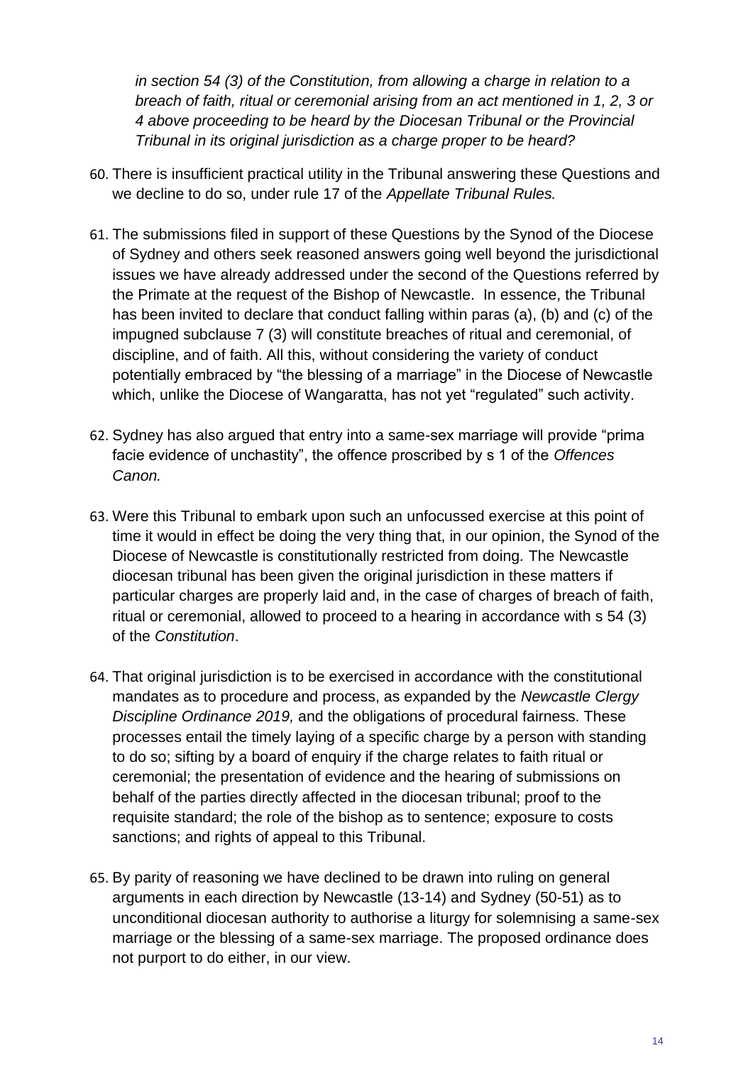*in section 54 (3) of the Constitution, from allowing a charge in relation to a breach of faith, ritual or ceremonial arising from an act mentioned in 1, 2, 3 or 4 above proceeding to be heard by the Diocesan Tribunal or the Provincial Tribunal in its original jurisdiction as a charge proper to be heard?*

60. There is insufficient practical utility in the Tribunal answering these Questions and we decline to do so, under rule 17 of the *Appellate Tribunal Rules.*

61. The submissions filed in support of these Questions by the Synod of the Diocese of Sydney and others seek reasoned answers going well beyond the jurisdictional issues we have already addressed under the second of the Questions referred by the Primate at the request of the Bishop of Newcastle. In essence, the Tribunal has been invited to declare that conduct falling within paras (a), (b) and (c) of the impugned subclause 7 (3) will constitute breaches of ritual and ceremonial, of discipline, and of faith. All this, without considering the variety of conduct potentially embraced by "the blessing of a marriage" in the Diocese of Newcastle which, unlike the Diocese of Wangaratta, has not yet "regulated" such activity.

62. Sydney has also argued that entry into a same-sex marriage will provide "prima facie evidence of unchastity", the offence proscribed by s 1 of the *Offences Canon.*

63. Were this Tribunal to embark upon such an unfocussed exercise at this point of time it would in effect be doing the very thing that, in our opinion, the Synod of the Diocese of Newcastle is constitutionally restricted from doing. The Newcastle diocesan tribunal has been given the original jurisdiction in these matters if particular charges are properly laid and, in the case of charges of breach of faith, ritual or ceremonial, allowed to proceed to a hearing in accordance with s 54 (3) of the *Constitution*.

64. That original jurisdiction is to be exercised in accordance with the constitutional mandates as to procedure and process, as expanded by the *Newcastle Clergy Discipline Ordinance 2019,* and the obligations of procedural fairness. These processes entail the timely laying of a specific charge by a person with standing to do so; sifting by a board of enquiry if the charge relates to faith ritual or ceremonial; the presentation of evidence and the hearing of submissions on behalf of the parties directly affected in the diocesan tribunal; proof to the requisite standard; the role of the bishop as to sentence; exposure to costs sanctions; and rights of appeal to this Tribunal.

65. By parity of reasoning we have declined to be drawn into ruling on general arguments in each direction by Newcastle (13-14) and Sydney (50-51) as to unconditional diocesan authority to authorise a liturgy for solemnising a same-sex marriage or the blessing of a same-sex marriage. The proposed ordinance does not purport to do either, in our view.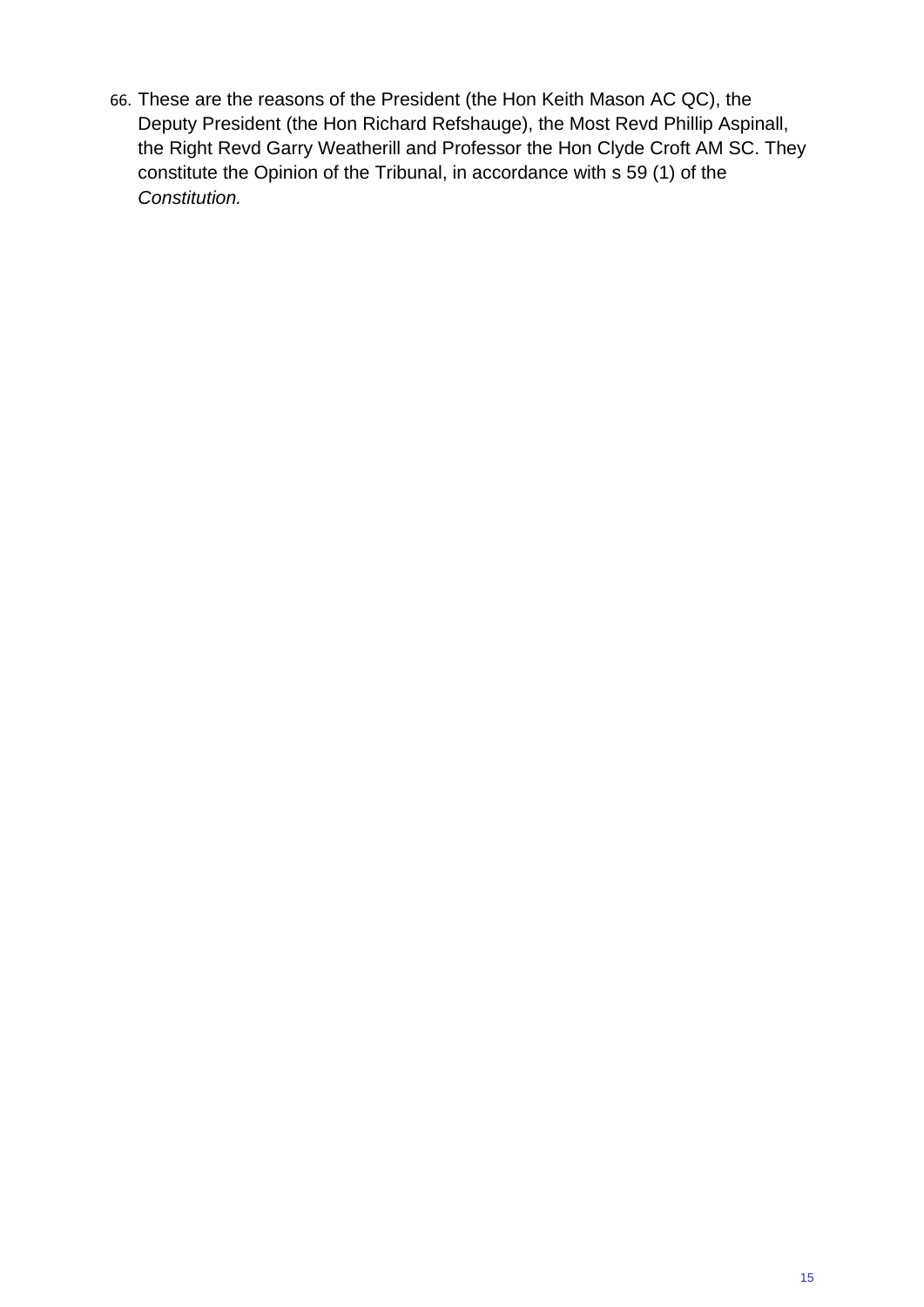66. These are the reasons of the President (the Hon Keith Mason AC QC), the Deputy President (the Hon Richard Refshauge), the Most Revd Phillip Aspinall, the Right Revd Garry Weatherill and Professor the Hon Clyde Croft AM SC. They constitute the Opinion of the Tribunal, in accordance with s 59 (1) of the *Constitution.*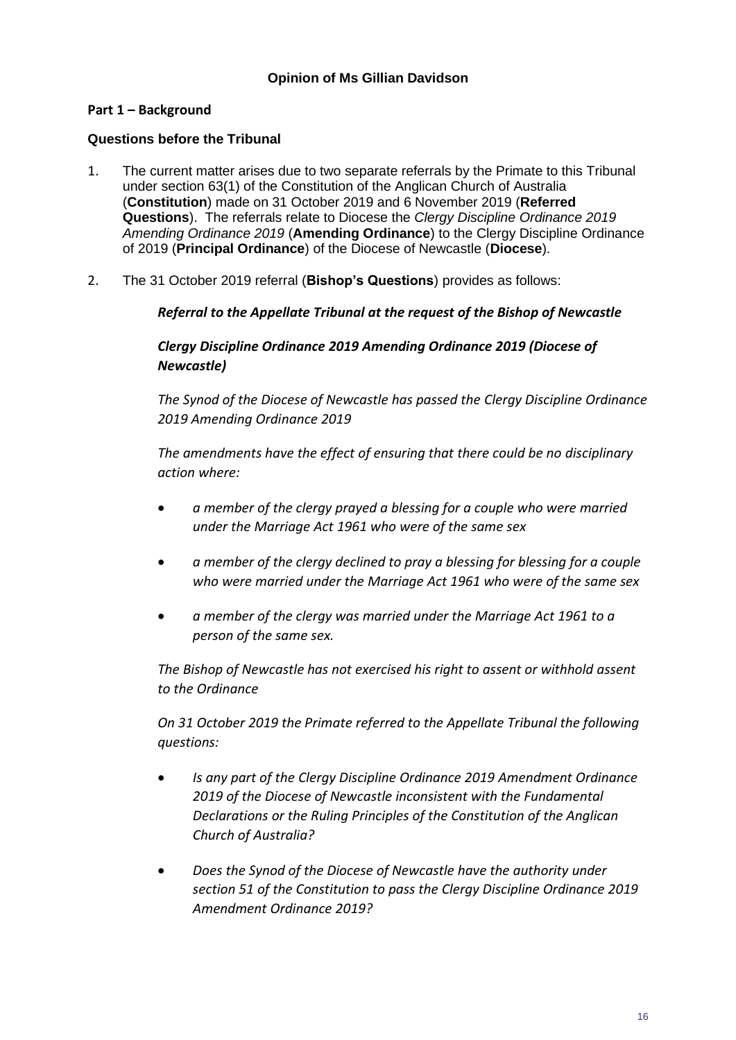**Opinion of Ms Gillian Davidson**

**Part 1 – Background**

**Questions before the Tribunal**

1. The current matter arises due to two separate referrals by the Primate to this Tribunal under section 63(1) of the Constitution of the Anglican Church of Australia (**Constitution**) made on 31 October 2019 and 6 November 2019 (**Referred Questions**). The referrals relate to Diocese the *Clergy Discipline Ordinance 2019 Amending Ordinance 2019* (**Amending Ordinance**) to the Clergy Discipline Ordinance of 2019 (**Principal Ordinance**) of the Diocese of Newcastle (**Diocese**).

2. The 31 October 2019 referral (**Bishop's Questions**) provides as follows:

   ***Referral to the Appellate Tribunal at the request of the Bishop of Newcastle***

   ***Clergy Discipline Ordinance 2019 Amending Ordinance 2019 (Diocese of Newcastle)***

   *The Synod of the Diocese of Newcastle has passed the Clergy Discipline Ordinance 2019 Amending Ordinance 2019*

   *The amendments have the effect of ensuring that there could be no disciplinary action where:*

   - *a member of the clergy prayed a blessing for a couple who were married under the Marriage Act 1961 who were of the same sex*
   - *a member of the clergy declined to pray a blessing for blessing for a couple who were married under the Marriage Act 1961 who were of the same sex*
   - *a member of the clergy was married under the Marriage Act 1961 to a person of the same sex.*

   *The Bishop of Newcastle has not exercised his right to assent or withhold assent to the Ordinance*

   *On 31 October 2019 the Primate referred to the Appellate Tribunal the following questions:*

   - *Is any part of the Clergy Discipline Ordinance 2019 Amendment Ordinance 2019 of the Diocese of Newcastle inconsistent with the Fundamental Declarations or the Ruling Principles of the Constitution of the Anglican Church of Australia?*
   - *Does the Synod of the Diocese of Newcastle have the authority under section 51 of the Constitution to pass the Clergy Discipline Ordinance 2019 Amendment Ordinance 2019?*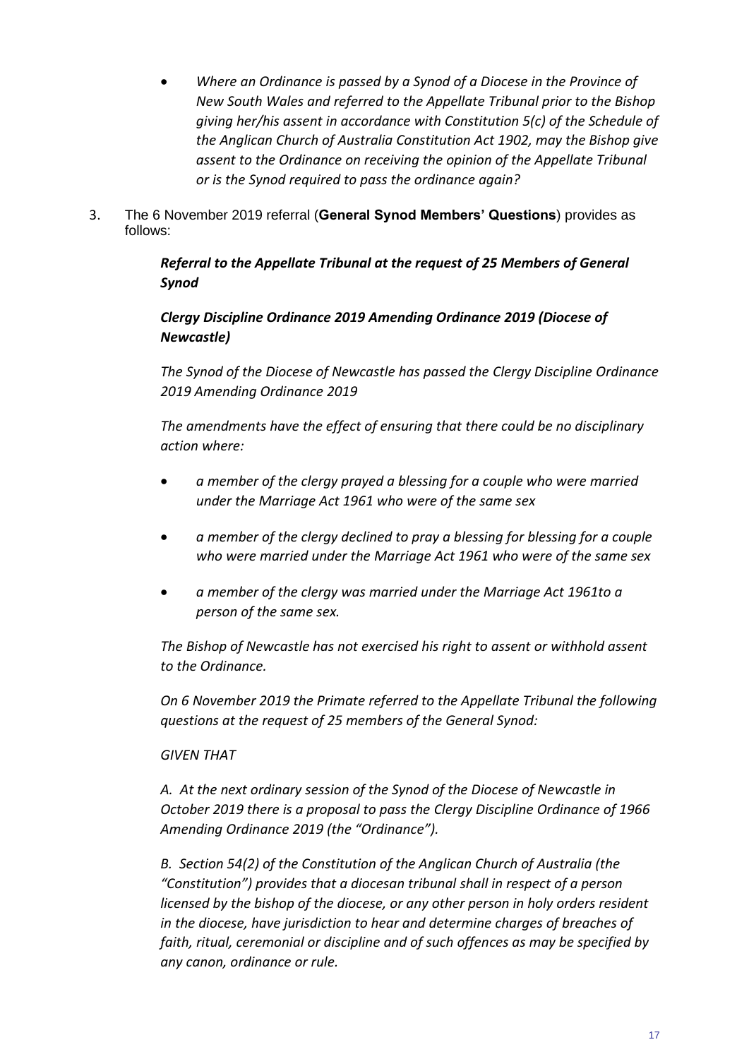- *Where an Ordinance is passed by a Synod of a Diocese in the Province of New South Wales and referred to the Appellate Tribunal prior to the Bishop giving her/his assent in accordance with Constitution 5(c) of the Schedule of the Anglican Church of Australia Constitution Act 1902, may the Bishop give assent to the Ordinance on receiving the opinion of the Appellate Tribunal or is the Synod required to pass the ordinance again?*

3. The 6 November 2019 referral (**General Synod Members' Questions**) provides as follows:

> ***Referral to the Appellate Tribunal at the request of 25 Members of General Synod***
>
> ***Clergy Discipline Ordinance 2019 Amending Ordinance 2019 (Diocese of Newcastle)***
>
> *The Synod of the Diocese of Newcastle has passed the Clergy Discipline Ordinance 2019 Amending Ordinance 2019*
>
> *The amendments have the effect of ensuring that there could be no disciplinary action where:*
>
> - *a member of the clergy prayed a blessing for a couple who were married under the Marriage Act 1961 who were of the same sex*
> - *a member of the clergy declined to pray a blessing for blessing for a couple who were married under the Marriage Act 1961 who were of the same sex*
> - *a member of the clergy was married under the Marriage Act 1961to a person of the same sex.*
>
> *The Bishop of Newcastle has not exercised his right to assent or withhold assent to the Ordinance.*
>
> *On 6 November 2019 the Primate referred to the Appellate Tribunal the following questions at the request of 25 members of the General Synod:*
>
> *GIVEN THAT*
>
> *A. At the next ordinary session of the Synod of the Diocese of Newcastle in October 2019 there is a proposal to pass the Clergy Discipline Ordinance of 1966 Amending Ordinance 2019 (the "Ordinance").*
>
> *B. Section 54(2) of the Constitution of the Anglican Church of Australia (the "Constitution") provides that a diocesan tribunal shall in respect of a person licensed by the bishop of the diocese, or any other person in holy orders resident in the diocese, have jurisdiction to hear and determine charges of breaches of faith, ritual, ceremonial or discipline and of such offences as may be specified by any canon, ordinance or rule.*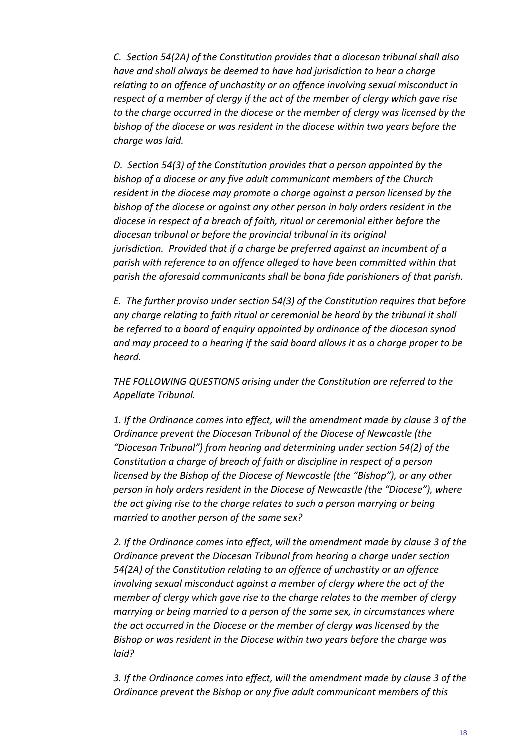*C. Section 54(2A) of the Constitution provides that a diocesan tribunal shall also have and shall always be deemed to have had jurisdiction to hear a charge relating to an offence of unchastity or an offence involving sexual misconduct in respect of a member of clergy if the act of the member of clergy which gave rise to the charge occurred in the diocese or the member of clergy was licensed by the bishop of the diocese or was resident in the diocese within two years before the charge was laid.*

*D. Section 54(3) of the Constitution provides that a person appointed by the bishop of a diocese or any five adult communicant members of the Church resident in the diocese may promote a charge against a person licensed by the bishop of the diocese or against any other person in holy orders resident in the diocese in respect of a breach of faith, ritual or ceremonial either before the diocesan tribunal or before the provincial tribunal in its original jurisdiction. Provided that if a charge be preferred against an incumbent of a parish with reference to an offence alleged to have been committed within that parish the aforesaid communicants shall be bona fide parishioners of that parish.*

*E. The further proviso under section 54(3) of the Constitution requires that before any charge relating to faith ritual or ceremonial be heard by the tribunal it shall be referred to a board of enquiry appointed by ordinance of the diocesan synod and may proceed to a hearing if the said board allows it as a charge proper to be heard.*

*THE FOLLOWING QUESTIONS arising under the Constitution are referred to the Appellate Tribunal.*

*1. If the Ordinance comes into effect, will the amendment made by clause 3 of the Ordinance prevent the Diocesan Tribunal of the Diocese of Newcastle (the "Diocesan Tribunal") from hearing and determining under section 54(2) of the Constitution a charge of breach of faith or discipline in respect of a person licensed by the Bishop of the Diocese of Newcastle (the "Bishop"), or any other person in holy orders resident in the Diocese of Newcastle (the "Diocese"), where the act giving rise to the charge relates to such a person marrying or being married to another person of the same sex?*

*2. If the Ordinance comes into effect, will the amendment made by clause 3 of the Ordinance prevent the Diocesan Tribunal from hearing a charge under section 54(2A) of the Constitution relating to an offence of unchastity or an offence involving sexual misconduct against a member of clergy where the act of the member of clergy which gave rise to the charge relates to the member of clergy marrying or being married to a person of the same sex, in circumstances where the act occurred in the Diocese or the member of clergy was licensed by the Bishop or was resident in the Diocese within two years before the charge was laid?*

*3. If the Ordinance comes into effect, will the amendment made by clause 3 of the Ordinance prevent the Bishop or any five adult communicant members of this*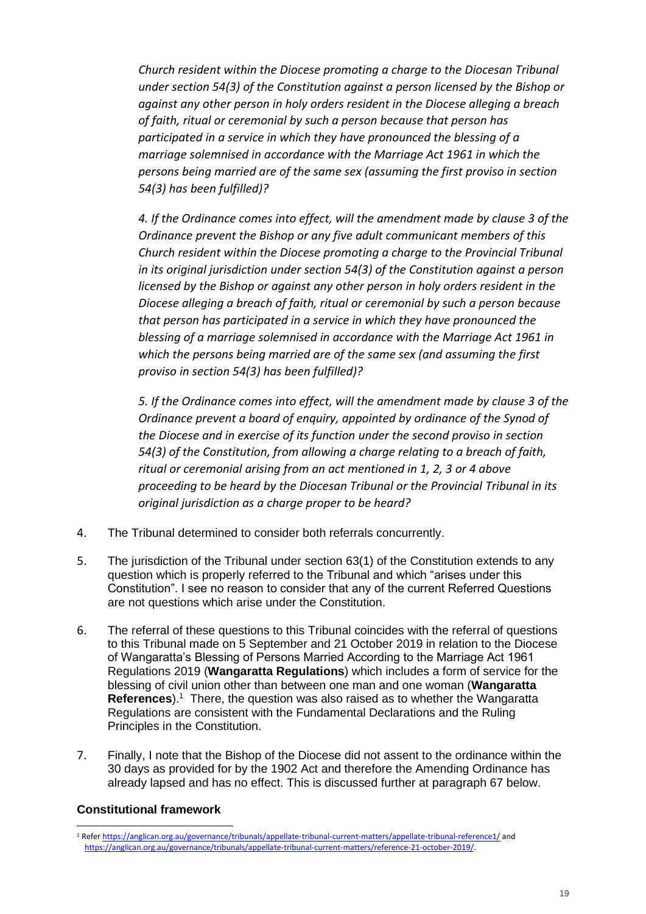*Church resident within the Diocese promoting a charge to the Diocesan Tribunal under section 54(3) of the Constitution against a person licensed by the Bishop or against any other person in holy orders resident in the Diocese alleging a breach of faith, ritual or ceremonial by such a person because that person has participated in a service in which they have pronounced the blessing of a marriage solemnised in accordance with the Marriage Act 1961 in which the persons being married are of the same sex (assuming the first proviso in section 54(3) has been fulfilled)?*

*4. If the Ordinance comes into effect, will the amendment made by clause 3 of the Ordinance prevent the Bishop or any five adult communicant members of this Church resident within the Diocese promoting a charge to the Provincial Tribunal in its original jurisdiction under section 54(3) of the Constitution against a person licensed by the Bishop or against any other person in holy orders resident in the Diocese alleging a breach of faith, ritual or ceremonial by such a person because that person has participated in a service in which they have pronounced the blessing of a marriage solemnised in accordance with the Marriage Act 1961 in which the persons being married are of the same sex (and assuming the first proviso in section 54(3) has been fulfilled)?*

*5. If the Ordinance comes into effect, will the amendment made by clause 3 of the Ordinance prevent a board of enquiry, appointed by ordinance of the Synod of the Diocese and in exercise of its function under the second proviso in section 54(3) of the Constitution, from allowing a charge relating to a breach of faith, ritual or ceremonial arising from an act mentioned in 1, 2, 3 or 4 above proceeding to be heard by the Diocesan Tribunal or the Provincial Tribunal in its original jurisdiction as a charge proper to be heard?*

4. The Tribunal determined to consider both referrals concurrently.

5. The jurisdiction of the Tribunal under section 63(1) of the Constitution extends to any question which is properly referred to the Tribunal and which "arises under this Constitution". I see no reason to consider that any of the current Referred Questions are not questions which arise under the Constitution.

6. The referral of these questions to this Tribunal coincides with the referral of questions to this Tribunal made on 5 September and 21 October 2019 in relation to the Diocese of Wangaratta's Blessing of Persons Married According to the Marriage Act 1961 Regulations 2019 (**Wangaratta Regulations**) which includes a form of service for the blessing of civil union other than between one man and one woman (**Wangaratta References**).[1] There, the question was also raised as to whether the Wangaratta Regulations are consistent with the Fundamental Declarations and the Ruling Principles in the Constitution.

7. Finally, I note that the Bishop of the Diocese did not assent to the ordinance within the 30 days as provided for by the 1902 Act and therefore the Amending Ordinance has already lapsed and has no effect. This is discussed further at paragraph 67 below.

## Constitutional framework

[1] Refer https://anglican.org.au/governance/tribunals/appellate-tribunal-current-matters/appellate-tribunal-reference1/ and https://anglican.org.au/governance/tribunals/appellate-tribunal-current-matters/reference-21-october-2019/.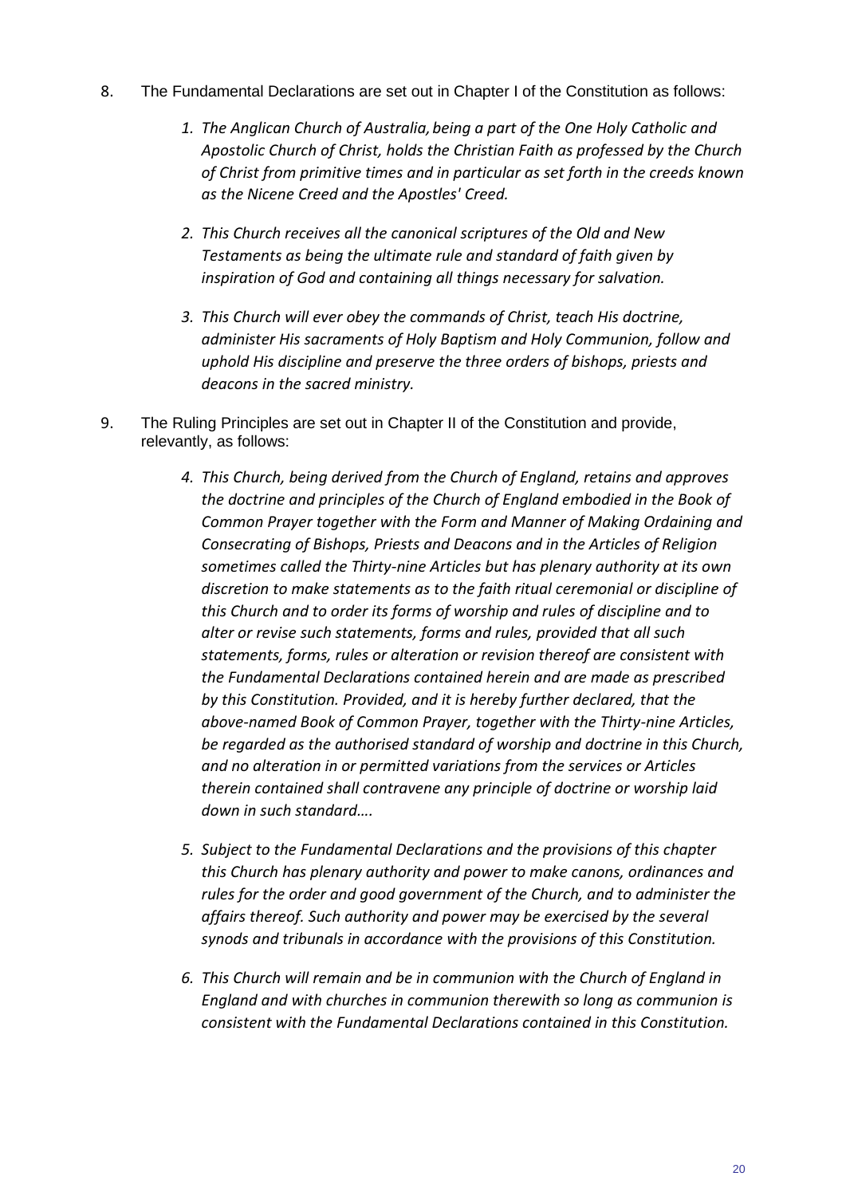8. The Fundamental Declarations are set out in Chapter I of the Constitution as follows:

   > 1. *The Anglican Church of Australia, being a part of the One Holy Catholic and Apostolic Church of Christ, holds the Christian Faith as professed by the Church of Christ from primitive times and in particular as set forth in the creeds known as the Nicene Creed and the Apostles' Creed.*
   >
   > 2. *This Church receives all the canonical scriptures of the Old and New Testaments as being the ultimate rule and standard of faith given by inspiration of God and containing all things necessary for salvation.*
   >
   > 3. *This Church will ever obey the commands of Christ, teach His doctrine, administer His sacraments of Holy Baptism and Holy Communion, follow and uphold His discipline and preserve the three orders of bishops, priests and deacons in the sacred ministry.*

9. The Ruling Principles are set out in Chapter II of the Constitution and provide, relevantly, as follows:

   > 4. *This Church, being derived from the Church of England, retains and approves the doctrine and principles of the Church of England embodied in the Book of Common Prayer together with the Form and Manner of Making Ordaining and Consecrating of Bishops, Priests and Deacons and in the Articles of Religion sometimes called the Thirty-nine Articles but has plenary authority at its own discretion to make statements as to the faith ritual ceremonial or discipline of this Church and to order its forms of worship and rules of discipline and to alter or revise such statements, forms and rules, provided that all such statements, forms, rules or alteration or revision thereof are consistent with the Fundamental Declarations contained herein and are made as prescribed by this Constitution. Provided, and it is hereby further declared, that the above-named Book of Common Prayer, together with the Thirty-nine Articles, be regarded as the authorised standard of worship and doctrine in this Church, and no alteration in or permitted variations from the services or Articles therein contained shall contravene any principle of doctrine or worship laid down in such standard….*
   >
   > 5. *Subject to the Fundamental Declarations and the provisions of this chapter this Church has plenary authority and power to make canons, ordinances and rules for the order and good government of the Church, and to administer the affairs thereof. Such authority and power may be exercised by the several synods and tribunals in accordance with the provisions of this Constitution.*
   >
   > 6. *This Church will remain and be in communion with the Church of England in England and with churches in communion therewith so long as communion is consistent with the Fundamental Declarations contained in this Constitution.*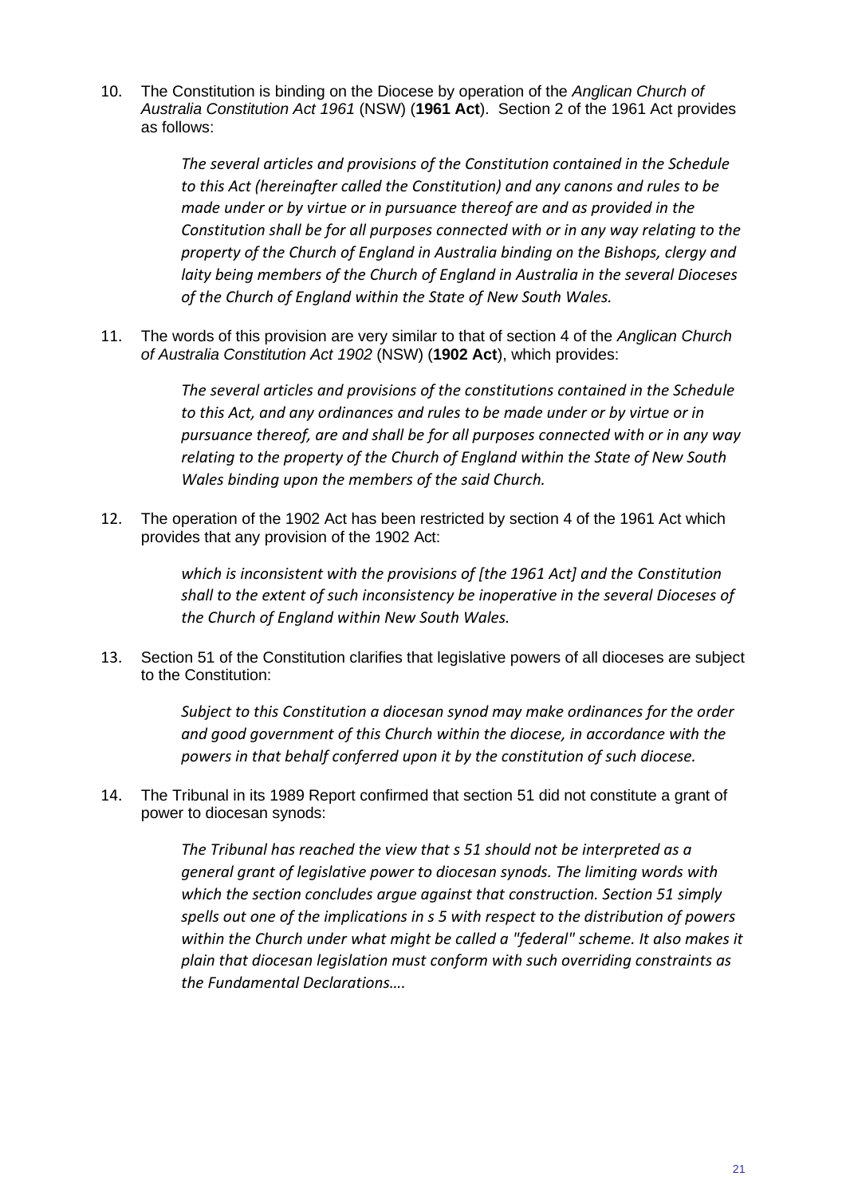10. The Constitution is binding on the Diocese by operation of the *Anglican Church of Australia Constitution Act 1961* (NSW) (**1961 Act**). Section 2 of the 1961 Act provides as follows:

> *The several articles and provisions of the Constitution contained in the Schedule to this Act (hereinafter called the Constitution) and any canons and rules to be made under or by virtue or in pursuance thereof are and as provided in the Constitution shall be for all purposes connected with or in any way relating to the property of the Church of England in Australia binding on the Bishops, clergy and laity being members of the Church of England in Australia in the several Dioceses of the Church of England within the State of New South Wales.*

11. The words of this provision are very similar to that of section 4 of the *Anglican Church of Australia Constitution Act 1902* (NSW) (**1902 Act**), which provides:

> *The several articles and provisions of the constitutions contained in the Schedule to this Act, and any ordinances and rules to be made under or by virtue or in pursuance thereof, are and shall be for all purposes connected with or in any way relating to the property of the Church of England within the State of New South Wales binding upon the members of the said Church.*

12. The operation of the 1902 Act has been restricted by section 4 of the 1961 Act which provides that any provision of the 1902 Act:

> *which is inconsistent with the provisions of [the 1961 Act] and the Constitution shall to the extent of such inconsistency be inoperative in the several Dioceses of the Church of England within New South Wales.*

13. Section 51 of the Constitution clarifies that legislative powers of all dioceses are subject to the Constitution:

> *Subject to this Constitution a diocesan synod may make ordinances for the order and good government of this Church within the diocese, in accordance with the powers in that behalf conferred upon it by the constitution of such diocese.*

14. The Tribunal in its 1989 Report confirmed that section 51 did not constitute a grant of power to diocesan synods:

> *The Tribunal has reached the view that s 51 should not be interpreted as a general grant of legislative power to diocesan synods. The limiting words with which the section concludes argue against that construction. Section 51 simply spells out one of the implications in s 5 with respect to the distribution of powers within the Church under what might be called a "federal" scheme. It also makes it plain that diocesan legislation must conform with such overriding constraints as the Fundamental Declarations….*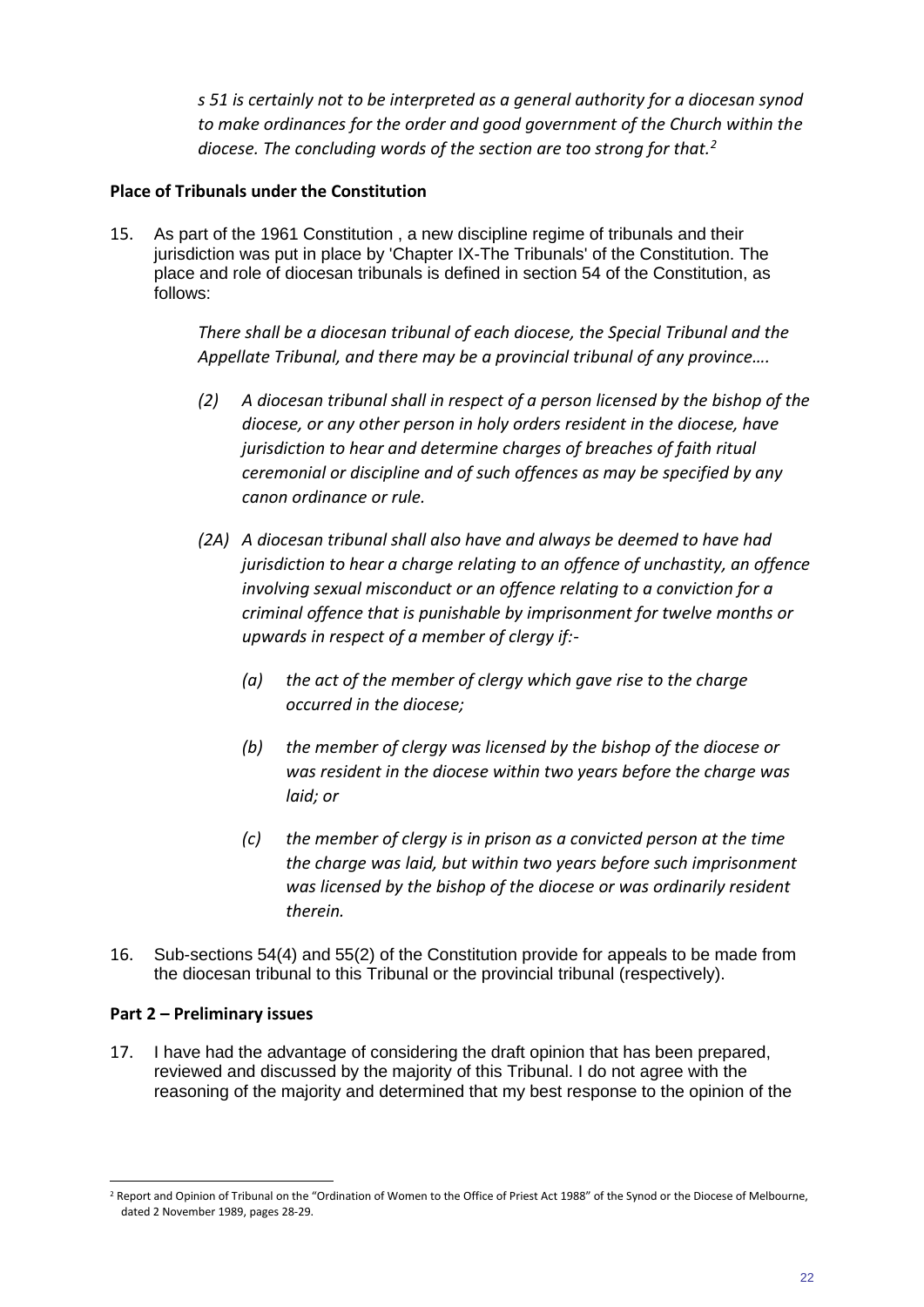*s 51 is certainly not to be interpreted as a general authority for a diocesan synod to make ordinances for the order and good government of the Church within the diocese. The concluding words of the section are too strong for that.*[2]

**Place of Tribunals under the Constitution**

15. As part of the 1961 Constitution , a new discipline regime of tribunals and their jurisdiction was put in place by 'Chapter IX-The Tribunals' of the Constitution. The place and role of diocesan tribunals is defined in section 54 of the Constitution, as follows:

> *There shall be a diocesan tribunal of each diocese, the Special Tribunal and the Appellate Tribunal, and there may be a provincial tribunal of any province….*
>
> *(2) A diocesan tribunal shall in respect of a person licensed by the bishop of the diocese, or any other person in holy orders resident in the diocese, have jurisdiction to hear and determine charges of breaches of faith ritual ceremonial or discipline and of such offences as may be specified by any canon ordinance or rule.*
>
> *(2A) A diocesan tribunal shall also have and always be deemed to have had jurisdiction to hear a charge relating to an offence of unchastity, an offence involving sexual misconduct or an offence relating to a conviction for a criminal offence that is punishable by imprisonment for twelve months or upwards in respect of a member of clergy if:-*
>
> *(a) the act of the member of clergy which gave rise to the charge occurred in the diocese;*
>
> *(b) the member of clergy was licensed by the bishop of the diocese or was resident in the diocese within two years before the charge was laid; or*
>
> *(c) the member of clergy is in prison as a convicted person at the time the charge was laid, but within two years before such imprisonment was licensed by the bishop of the diocese or was ordinarily resident therein.*

16. Sub-sections 54(4) and 55(2) of the Constitution provide for appeals to be made from the diocesan tribunal to this Tribunal or the provincial tribunal (respectively).

**Part 2 – Preliminary issues**

17. I have had the advantage of considering the draft opinion that has been prepared, reviewed and discussed by the majority of this Tribunal. I do not agree with the reasoning of the majority and determined that my best response to the opinion of the

---

[2] Report and Opinion of Tribunal on the "Ordination of Women to the Office of Priest Act 1988" of the Synod or the Diocese of Melbourne, dated 2 November 1989, pages 28-29.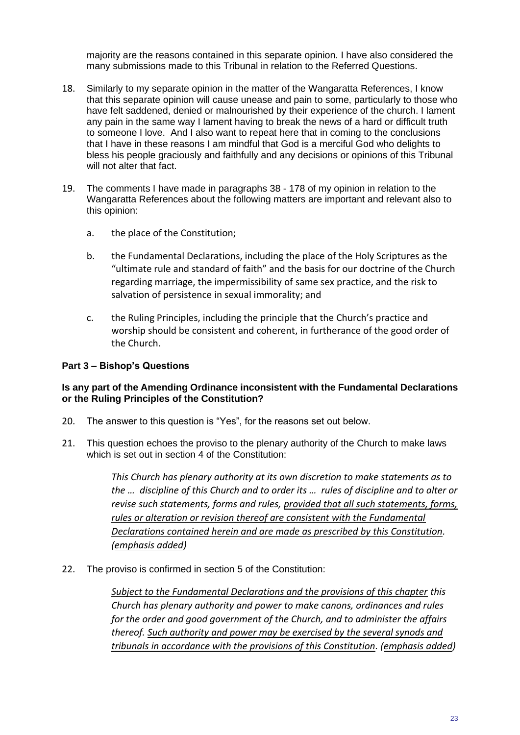majority are the reasons contained in this separate opinion. I have also considered the many submissions made to this Tribunal in relation to the Referred Questions.

18. Similarly to my separate opinion in the matter of the Wangaratta References, I know that this separate opinion will cause unease and pain to some, particularly to those who have felt saddened, denied or malnourished by their experience of the church. I lament any pain in the same way I lament having to break the news of a hard or difficult truth to someone I love. And I also want to repeat here that in coming to the conclusions that I have in these reasons I am mindful that God is a merciful God who delights to bless his people graciously and faithfully and any decisions or opinions of this Tribunal will not alter that fact.

19. The comments I have made in paragraphs 38 - 178 of my opinion in relation to the Wangaratta References about the following matters are important and relevant also to this opinion:

    a. the place of the Constitution;

    b. the Fundamental Declarations, including the place of the Holy Scriptures as the "ultimate rule and standard of faith" and the basis for our doctrine of the Church regarding marriage, the impermissibility of same sex practice, and the risk to salvation of persistence in sexual immorality; and

    c. the Ruling Principles, including the principle that the Church's practice and worship should be consistent and coherent, in furtherance of the good order of the Church.

### Part 3 – Bishop's Questions

#### Is any part of the Amending Ordinance inconsistent with the Fundamental Declarations or the Ruling Principles of the Constitution?

20. The answer to this question is "Yes", for the reasons set out below.

21. This question echoes the proviso to the plenary authority of the Church to make laws which is set out in section 4 of the Constitution:

> *This Church has plenary authority at its own discretion to make statements as to the … discipline of this Church and to order its … rules of discipline and to alter or revise such statements, forms and rules, <u>provided that all such statements, forms, rules or alteration or revision thereof are consistent with the Fundamental Declarations contained herein and are made as prescribed by this Constitution</u>. (<u>emphasis added</u>)*

22. The proviso is confirmed in section 5 of the Constitution:

> *<u>Subject to the Fundamental Declarations and the provisions of this chapter</u> this Church has plenary authority and power to make canons, ordinances and rules for the order and good government of the Church, and to administer the affairs thereof. <u>Such authority and power may be exercised by the several synods and tribunals in accordance with the provisions of this Constitution</u>. (<u>emphasis added</u>)*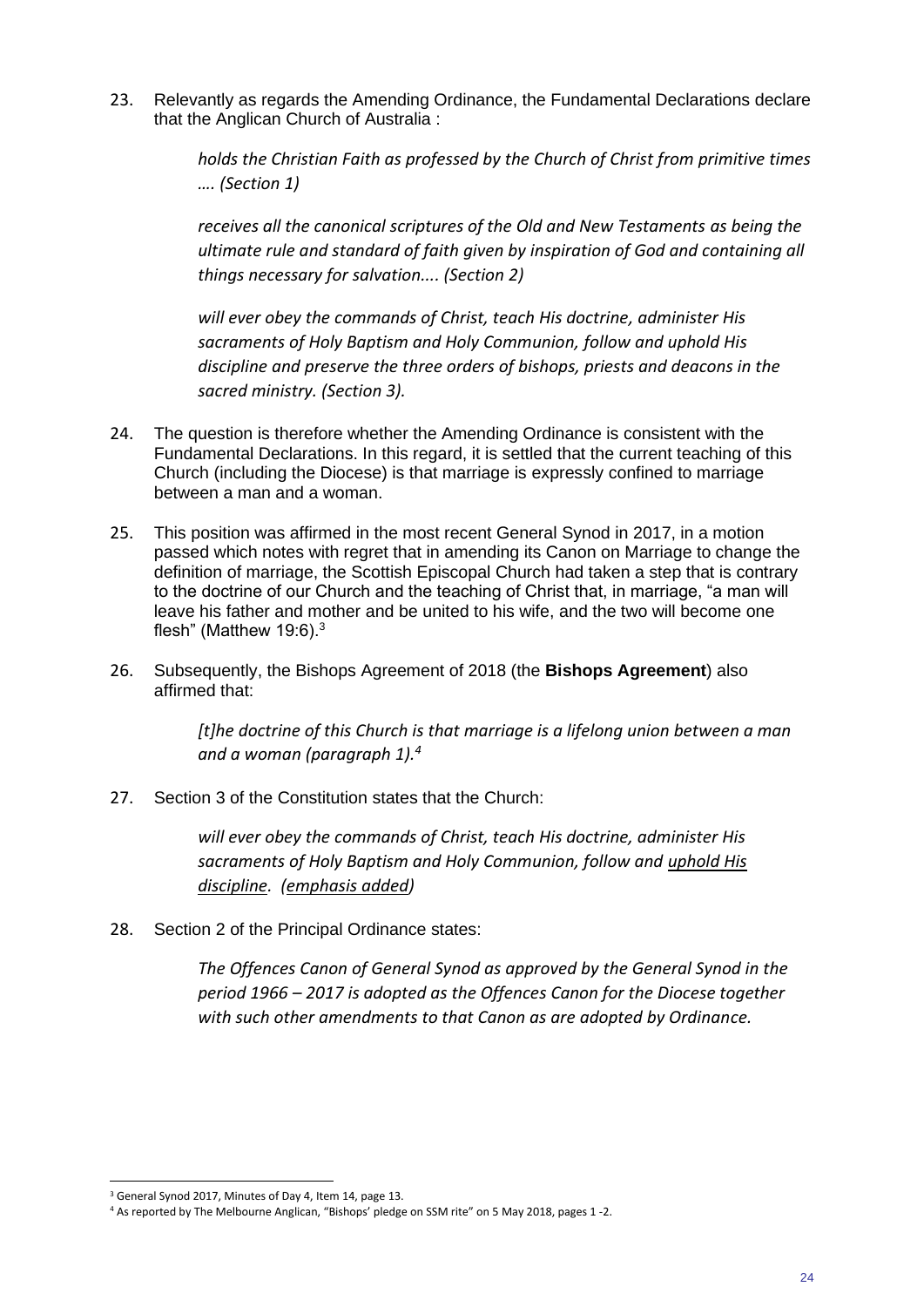23. Relevantly as regards the Amending Ordinance, the Fundamental Declarations declare that the Anglican Church of Australia :

    *holds the Christian Faith as professed by the Church of Christ from primitive times …. (Section 1)*

    *receives all the canonical scriptures of the Old and New Testaments as being the ultimate rule and standard of faith given by inspiration of God and containing all things necessary for salvation.... (Section 2)*

    *will ever obey the commands of Christ, teach His doctrine, administer His sacraments of Holy Baptism and Holy Communion, follow and uphold His discipline and preserve the three orders of bishops, priests and deacons in the sacred ministry. (Section 3).*

24. The question is therefore whether the Amending Ordinance is consistent with the Fundamental Declarations. In this regard, it is settled that the current teaching of this Church (including the Diocese) is that marriage is expressly confined to marriage between a man and a woman.

25. This position was affirmed in the most recent General Synod in 2017, in a motion passed which notes with regret that in amending its Canon on Marriage to change the definition of marriage, the Scottish Episcopal Church had taken a step that is contrary to the doctrine of our Church and the teaching of Christ that, in marriage, "a man will leave his father and mother and be united to his wife, and the two will become one flesh" (Matthew 19:6).[3]

26. Subsequently, the Bishops Agreement of 2018 (the **Bishops Agreement**) also affirmed that:

    *[t]he doctrine of this Church is that marriage is a lifelong union between a man and a woman (paragraph 1).*[4]

27. Section 3 of the Constitution states that the Church:

    *will ever obey the commands of Christ, teach His doctrine, administer His sacraments of Holy Baptism and Holy Communion, follow and <u>uphold His discipline</u>. (<u>emphasis added</u>)*

28. Section 2 of the Principal Ordinance states:

    *The Offences Canon of General Synod as approved by the General Synod in the period 1966 – 2017 is adopted as the Offences Canon for the Diocese together with such other amendments to that Canon as are adopted by Ordinance.*

---

[3] General Synod 2017, Minutes of Day 4, Item 14, page 13.

[4] As reported by The Melbourne Anglican, "Bishops' pledge on SSM rite" on 5 May 2018, pages 1 -2.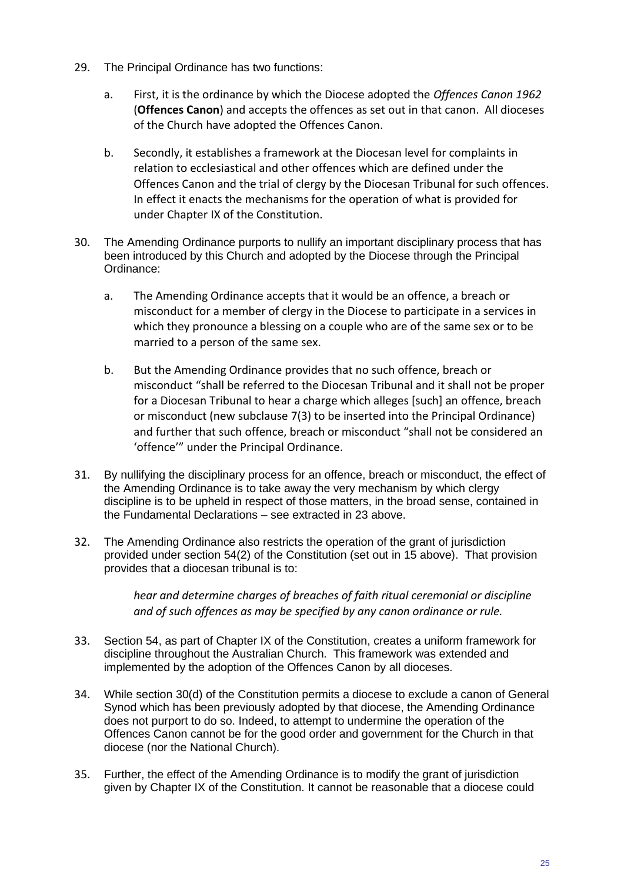29. The Principal Ordinance has two functions:

    a. First, it is the ordinance by which the Diocese adopted the *Offences Canon 1962* (**Offences Canon**) and accepts the offences as set out in that canon. All dioceses of the Church have adopted the Offences Canon.

    b. Secondly, it establishes a framework at the Diocesan level for complaints in relation to ecclesiastical and other offences which are defined under the Offences Canon and the trial of clergy by the Diocesan Tribunal for such offences. In effect it enacts the mechanisms for the operation of what is provided for under Chapter IX of the Constitution.

30. The Amending Ordinance purports to nullify an important disciplinary process that has been introduced by this Church and adopted by the Diocese through the Principal Ordinance:

    a. The Amending Ordinance accepts that it would be an offence, a breach or misconduct for a member of clergy in the Diocese to participate in a services in which they pronounce a blessing on a couple who are of the same sex or to be married to a person of the same sex.

    b. But the Amending Ordinance provides that no such offence, breach or misconduct "shall be referred to the Diocesan Tribunal and it shall not be proper for a Diocesan Tribunal to hear a charge which alleges [such] an offence, breach or misconduct (new subclause 7(3) to be inserted into the Principal Ordinance) and further that such offence, breach or misconduct "shall not be considered an 'offence'" under the Principal Ordinance.

31. By nullifying the disciplinary process for an offence, breach or misconduct, the effect of the Amending Ordinance is to take away the very mechanism by which clergy discipline is to be upheld in respect of those matters, in the broad sense, contained in the Fundamental Declarations – see extracted in 23 above.

32. The Amending Ordinance also restricts the operation of the grant of jurisdiction provided under section 54(2) of the Constitution (set out in 15 above). That provision provides that a diocesan tribunal is to:

    > *hear and determine charges of breaches of faith ritual ceremonial or discipline and of such offences as may be specified by any canon ordinance or rule.*

33. Section 54, as part of Chapter IX of the Constitution, creates a uniform framework for discipline throughout the Australian Church. This framework was extended and implemented by the adoption of the Offences Canon by all dioceses.

34. While section 30(d) of the Constitution permits a diocese to exclude a canon of General Synod which has been previously adopted by that diocese, the Amending Ordinance does not purport to do so. Indeed, to attempt to undermine the operation of the Offences Canon cannot be for the good order and government for the Church in that diocese (nor the National Church).

35. Further, the effect of the Amending Ordinance is to modify the grant of jurisdiction given by Chapter IX of the Constitution. It cannot be reasonable that a diocese could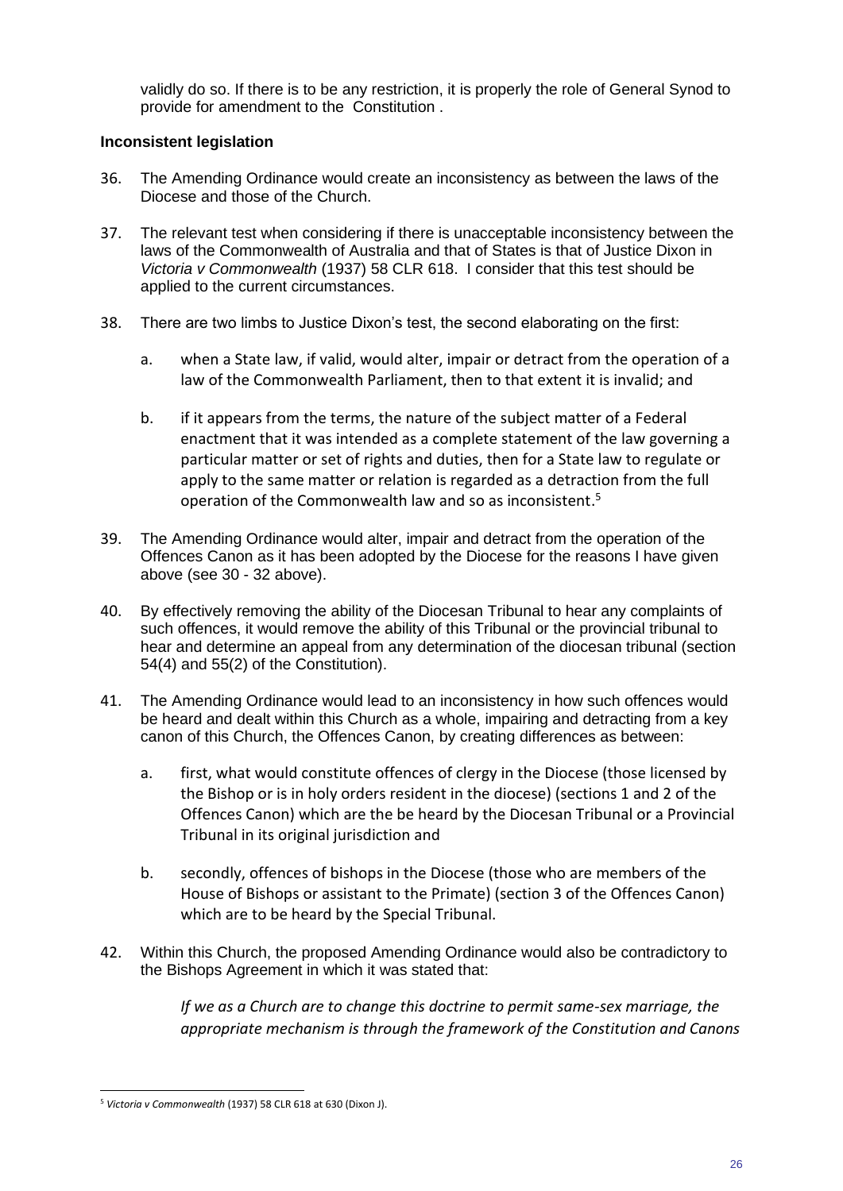validly do so. If there is to be any restriction, it is properly the role of General Synod to provide for amendment to the Constitution .

**Inconsistent legislation**

36. The Amending Ordinance would create an inconsistency as between the laws of the Diocese and those of the Church.

37. The relevant test when considering if there is unacceptable inconsistency between the laws of the Commonwealth of Australia and that of States is that of Justice Dixon in *Victoria v Commonwealth* (1937) 58 CLR 618. I consider that this test should be applied to the current circumstances.

38. There are two limbs to Justice Dixon's test, the second elaborating on the first:

    a. when a State law, if valid, would alter, impair or detract from the operation of a law of the Commonwealth Parliament, then to that extent it is invalid; and

    b. if it appears from the terms, the nature of the subject matter of a Federal enactment that it was intended as a complete statement of the law governing a particular matter or set of rights and duties, then for a State law to regulate or apply to the same matter or relation is regarded as a detraction from the full operation of the Commonwealth law and so as inconsistent.[5]

39. The Amending Ordinance would alter, impair and detract from the operation of the Offences Canon as it has been adopted by the Diocese for the reasons I have given above (see 30 - 32 above).

40. By effectively removing the ability of the Diocesan Tribunal to hear any complaints of such offences, it would remove the ability of this Tribunal or the provincial tribunal to hear and determine an appeal from any determination of the diocesan tribunal (section 54(4) and 55(2) of the Constitution).

41. The Amending Ordinance would lead to an inconsistency in how such offences would be heard and dealt within this Church as a whole, impairing and detracting from a key canon of this Church, the Offences Canon, by creating differences as between:

    a. first, what would constitute offences of clergy in the Diocese (those licensed by the Bishop or is in holy orders resident in the diocese) (sections 1 and 2 of the Offences Canon) which are the be heard by the Diocesan Tribunal or a Provincial Tribunal in its original jurisdiction and

    b. secondly, offences of bishops in the Diocese (those who are members of the House of Bishops or assistant to the Primate) (section 3 of the Offences Canon) which are to be heard by the Special Tribunal.

42. Within this Church, the proposed Amending Ordinance would also be contradictory to the Bishops Agreement in which it was stated that:

    > *If we as a Church are to change this doctrine to permit same-sex marriage, the appropriate mechanism is through the framework of the Constitution and Canons*

---

[5] *Victoria v Commonwealth* (1937) 58 CLR 618 at 630 (Dixon J).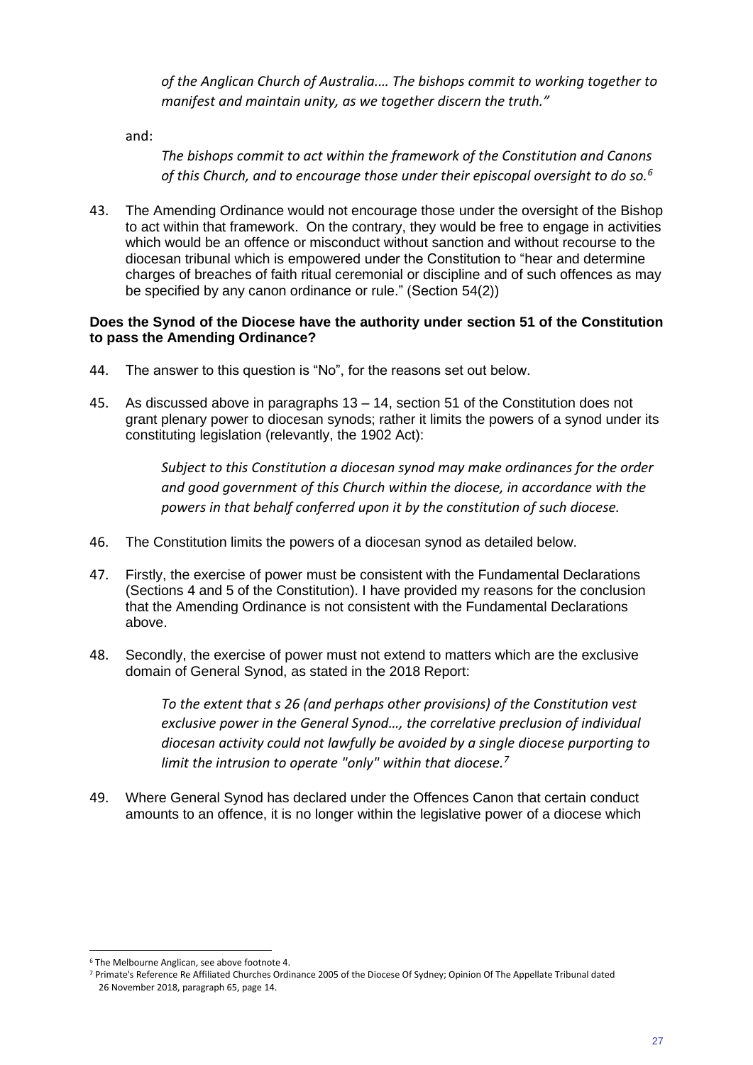*of the Anglican Church of Australia.… The bishops commit to working together to manifest and maintain unity, as we together discern the truth."*

and:

> *The bishops commit to act within the framework of the Constitution and Canons of this Church, and to encourage those under their episcopal oversight to do so.*[6]

43. The Amending Ordinance would not encourage those under the oversight of the Bishop to act within that framework. On the contrary, they would be free to engage in activities which would be an offence or misconduct without sanction and without recourse to the diocesan tribunal which is empowered under the Constitution to "hear and determine charges of breaches of faith ritual ceremonial or discipline and of such offences as may be specified by any canon ordinance or rule." (Section 54(2))

**Does the Synod of the Diocese have the authority under section 51 of the Constitution to pass the Amending Ordinance?**

44. The answer to this question is "No", for the reasons set out below.

45. As discussed above in paragraphs 13 – 14, section 51 of the Constitution does not grant plenary power to diocesan synods; rather it limits the powers of a synod under its constituting legislation (relevantly, the 1902 Act):

> *Subject to this Constitution a diocesan synod may make ordinances for the order and good government of this Church within the diocese, in accordance with the powers in that behalf conferred upon it by the constitution of such diocese.*

46. The Constitution limits the powers of a diocesan synod as detailed below.

47. Firstly, the exercise of power must be consistent with the Fundamental Declarations (Sections 4 and 5 of the Constitution). I have provided my reasons for the conclusion that the Amending Ordinance is not consistent with the Fundamental Declarations above.

48. Secondly, the exercise of power must not extend to matters which are the exclusive domain of General Synod, as stated in the 2018 Report:

> *To the extent that s 26 (and perhaps other provisions) of the Constitution vest exclusive power in the General Synod…, the correlative preclusion of individual diocesan activity could not lawfully be avoided by a single diocese purporting to limit the intrusion to operate "only" within that diocese.*[7]

49. Where General Synod has declared under the Offences Canon that certain conduct amounts to an offence, it is no longer within the legislative power of a diocese which

---

[6] The Melbourne Anglican, see above footnote 4.

[7] Primate's Reference Re Affiliated Churches Ordinance 2005 of the Diocese Of Sydney; Opinion Of The Appellate Tribunal dated 26 November 2018, paragraph 65, page 14.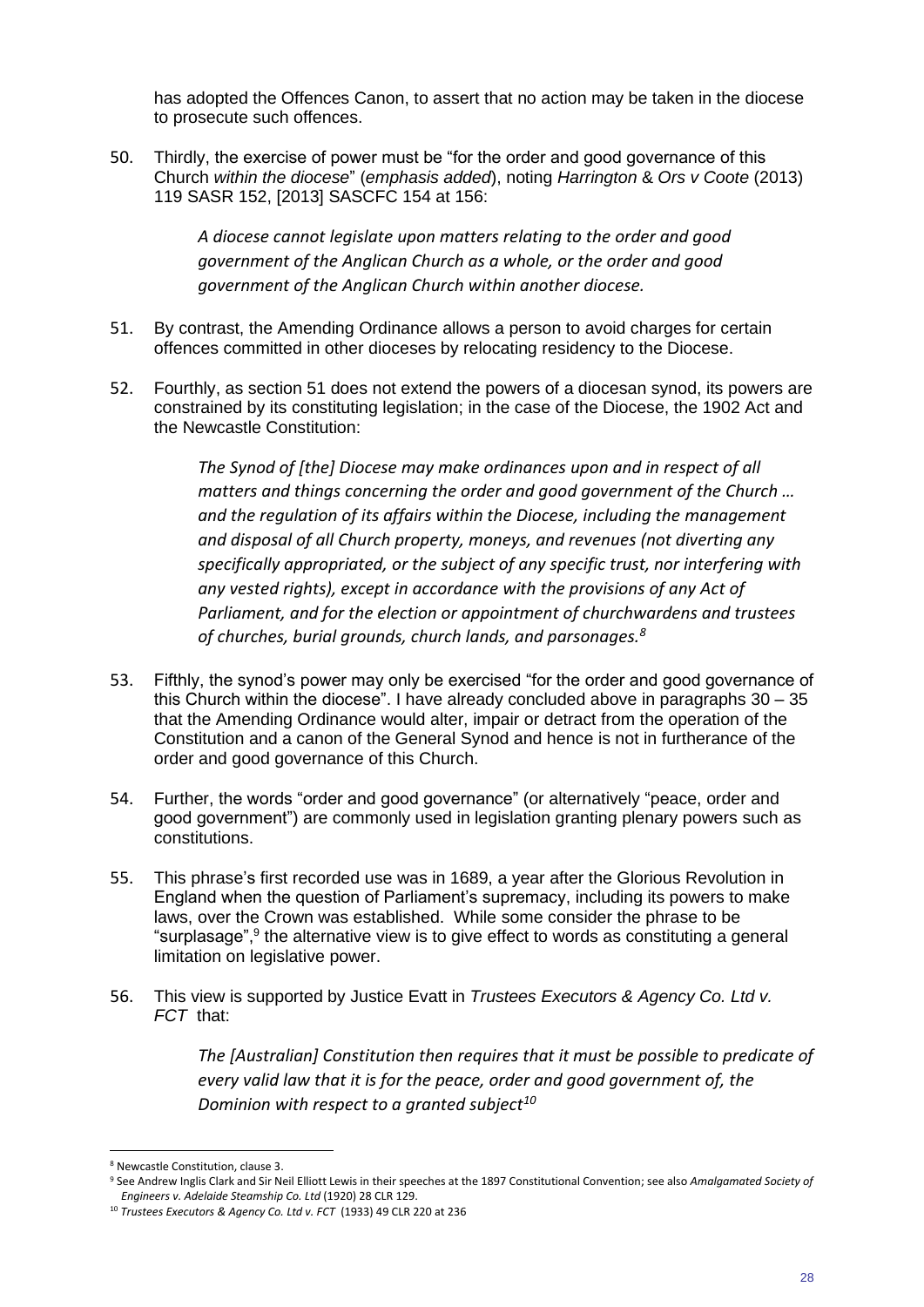has adopted the Offences Canon, to assert that no action may be taken in the diocese to prosecute such offences.

50. Thirdly, the exercise of power must be "for the order and good governance of this Church *within the diocese*" (*emphasis added*), noting *Harrington* & *Ors v Coote* (2013) 119 SASR 152, [2013] SASCFC 154 at 156:

> *A diocese cannot legislate upon matters relating to the order and good government of the Anglican Church as a whole, or the order and good government of the Anglican Church within another diocese.*

51. By contrast, the Amending Ordinance allows a person to avoid charges for certain offences committed in other dioceses by relocating residency to the Diocese.

52. Fourthly, as section 51 does not extend the powers of a diocesan synod, its powers are constrained by its constituting legislation; in the case of the Diocese, the 1902 Act and the Newcastle Constitution:

> *The Synod of [the] Diocese may make ordinances upon and in respect of all matters and things concerning the order and good government of the Church … and the regulation of its affairs within the Diocese, including the management and disposal of all Church property, moneys, and revenues (not diverting any specifically appropriated, or the subject of any specific trust, nor interfering with any vested rights), except in accordance with the provisions of any Act of Parliament, and for the election or appointment of churchwardens and trustees of churches, burial grounds, church lands, and parsonages.*[8]

53. Fifthly, the synod's power may only be exercised "for the order and good governance of this Church within the diocese". I have already concluded above in paragraphs 30 – 35 that the Amending Ordinance would alter, impair or detract from the operation of the Constitution and a canon of the General Synod and hence is not in furtherance of the order and good governance of this Church.

54. Further, the words "order and good governance" (or alternatively "peace, order and good government") are commonly used in legislation granting plenary powers such as constitutions.

55. This phrase's first recorded use was in 1689, a year after the Glorious Revolution in England when the question of Parliament's supremacy, including its powers to make laws, over the Crown was established. While some consider the phrase to be "surplasage",[9] the alternative view is to give effect to words as constituting a general limitation on legislative power.

56. This view is supported by Justice Evatt in *Trustees Executors & Agency Co. Ltd v. FCT* that:

> *The [Australian] Constitution then requires that it must be possible to predicate of every valid law that it is for the peace, order and good government of, the Dominion with respect to a granted subject*[10]

---

[8] Newcastle Constitution, clause 3.

[9] See Andrew Inglis Clark and Sir Neil Elliott Lewis in their speeches at the 1897 Constitutional Convention; see also *Amalgamated Society of Engineers v. Adelaide Steamship Co. Ltd* (1920) 28 CLR 129.

[10] *Trustees Executors & Agency Co. Ltd v. FCT* (1933) 49 CLR 220 at 236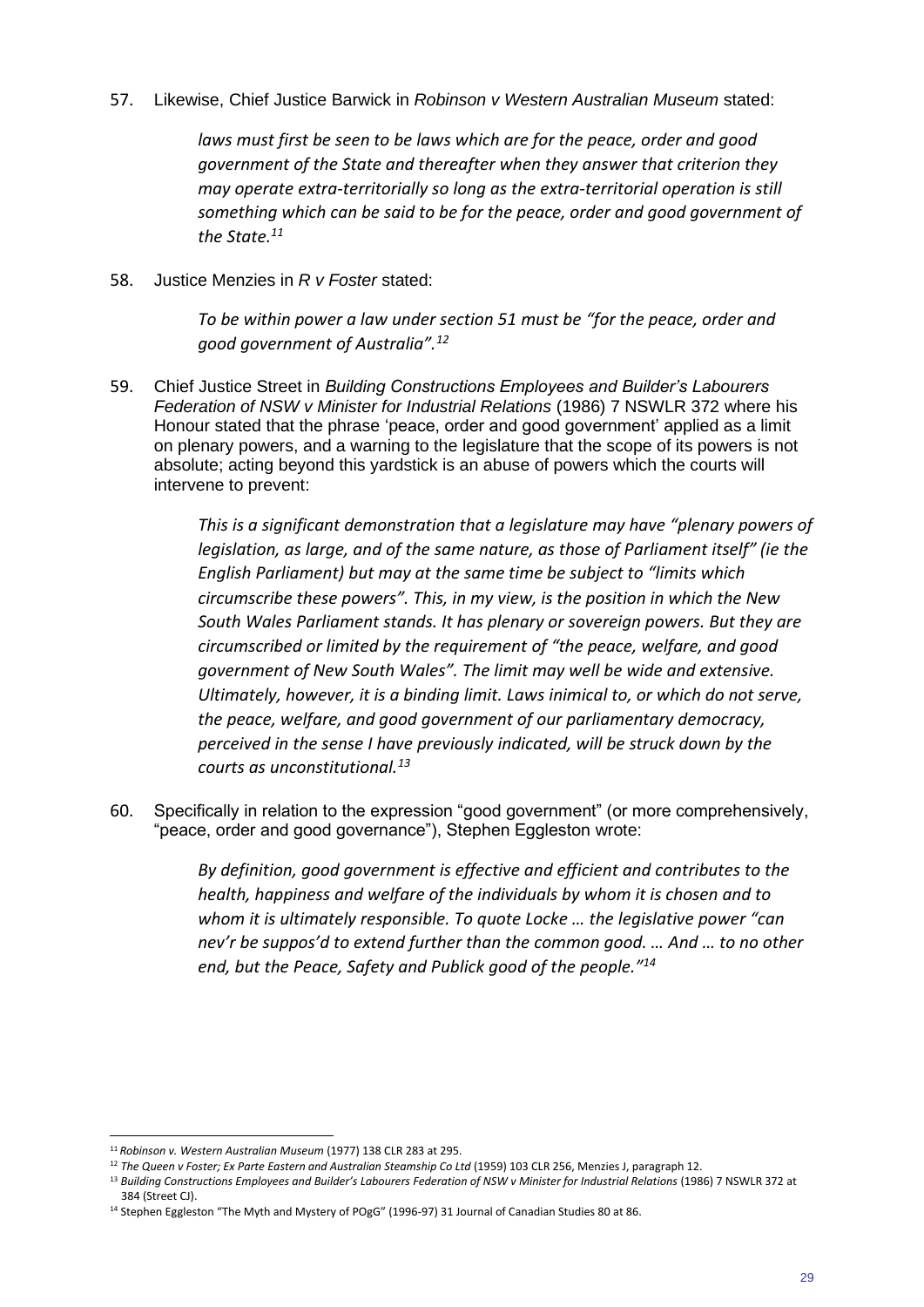57. Likewise, Chief Justice Barwick in *Robinson v Western Australian Museum* stated:

> *laws must first be seen to be laws which are for the peace, order and good government of the State and thereafter when they answer that criterion they may operate extra-territorially so long as the extra-territorial operation is still something which can be said to be for the peace, order and good government of the State.*[11]

58. Justice Menzies in *R v Foster* stated:

> *To be within power a law under section 51 must be "for the peace, order and good government of Australia".*[12]

59. Chief Justice Street in *Building Constructions Employees and Builder's Labourers Federation of NSW v Minister for Industrial Relations* (1986) 7 NSWLR 372 where his Honour stated that the phrase 'peace, order and good government' applied as a limit on plenary powers, and a warning to the legislature that the scope of its powers is not absolute; acting beyond this yardstick is an abuse of powers which the courts will intervene to prevent:

> *This is a significant demonstration that a legislature may have "plenary powers of legislation, as large, and of the same nature, as those of Parliament itself" (ie the English Parliament) but may at the same time be subject to "limits which circumscribe these powers". This, in my view, is the position in which the New South Wales Parliament stands. It has plenary or sovereign powers. But they are circumscribed or limited by the requirement of "the peace, welfare, and good government of New South Wales". The limit may well be wide and extensive. Ultimately, however, it is a binding limit. Laws inimical to, or which do not serve, the peace, welfare, and good government of our parliamentary democracy, perceived in the sense I have previously indicated, will be struck down by the courts as unconstitutional.*[13]

60. Specifically in relation to the expression "good government" (or more comprehensively, "peace, order and good governance"), Stephen Eggleston wrote:

> *By definition, good government is effective and efficient and contributes to the health, happiness and welfare of the individuals by whom it is chosen and to whom it is ultimately responsible. To quote Locke … the legislative power "can nev'r be suppos'd to extend further than the common good. … And … to no other end, but the Peace, Safety and Publick good of the people."*[14]

---

[11] *Robinson v. Western Australian Museum* (1977) 138 CLR 283 at 295.

[12] *The Queen v Foster; Ex Parte Eastern and Australian Steamship Co Ltd* (1959) 103 CLR 256, Menzies J, paragraph 12.

[13] *Building Constructions Employees and Builder's Labourers Federation of NSW v Minister for Industrial Relations* (1986) 7 NSWLR 372 at 384 (Street CJ).

[14] Stephen Eggleston "The Myth and Mystery of POgG" (1996-97) 31 Journal of Canadian Studies 80 at 86.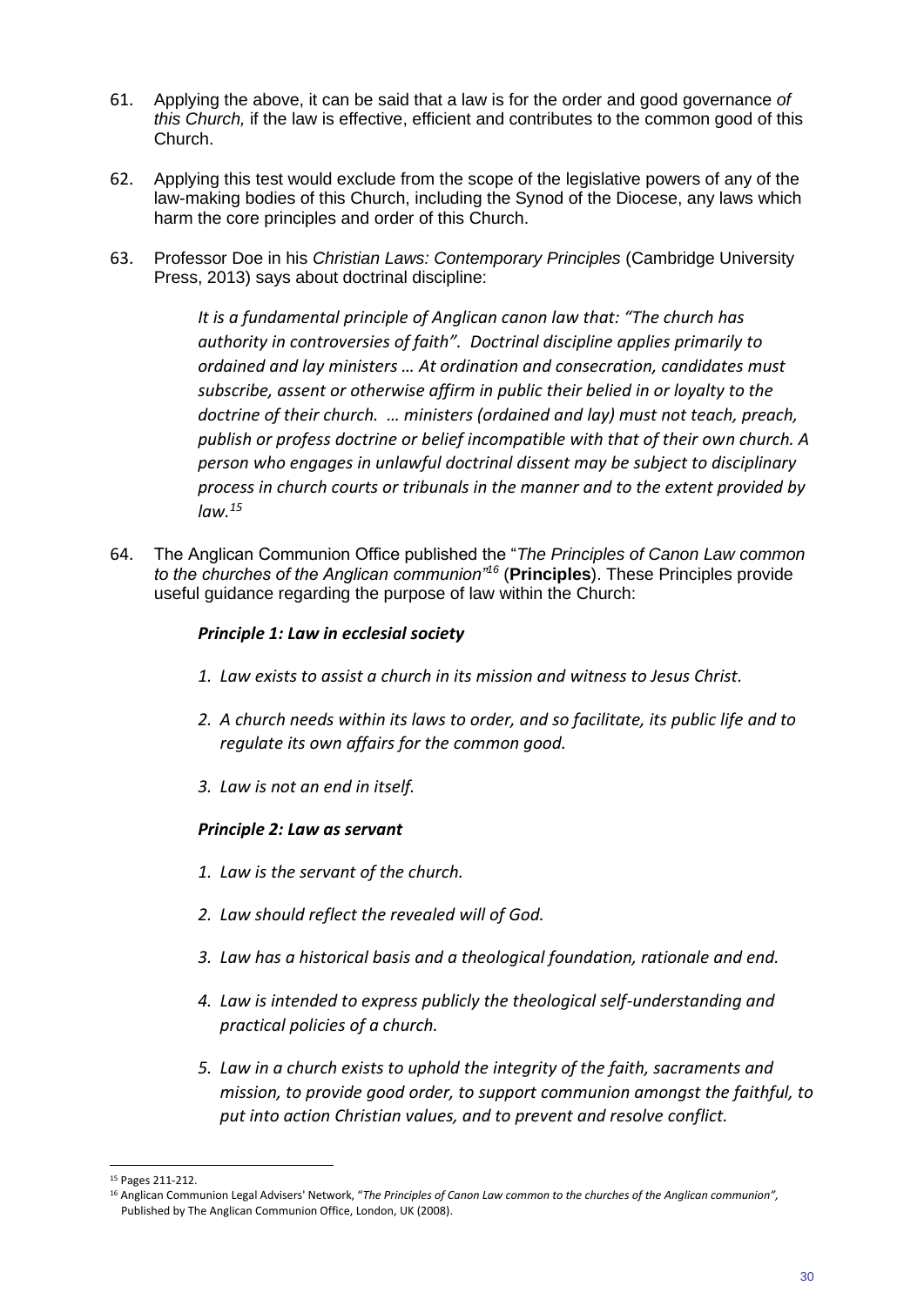61. Applying the above, it can be said that a law is for the order and good governance *of this Church,* if the law is effective, efficient and contributes to the common good of this Church.

62. Applying this test would exclude from the scope of the legislative powers of any of the law-making bodies of this Church, including the Synod of the Diocese, any laws which harm the core principles and order of this Church.

63. Professor Doe in his *Christian Laws: Contemporary Principles* (Cambridge University Press, 2013) says about doctrinal discipline:

> *It is a fundamental principle of Anglican canon law that: "The church has authority in controversies of faith". Doctrinal discipline applies primarily to ordained and lay ministers … At ordination and consecration, candidates must subscribe, assent or otherwise affirm in public their belied in or loyalty to the doctrine of their church. … ministers (ordained and lay) must not teach, preach, publish or profess doctrine or belief incompatible with that of their own church. A person who engages in unlawful doctrinal dissent may be subject to disciplinary process in church courts or tribunals in the manner and to the extent provided by law.*[15]

64. The Anglican Communion Office published the "*The Principles of Canon Law common to the churches of the Anglican communion*"[16] (**Principles**). These Principles provide useful guidance regarding the purpose of law within the Church:

> ***Principle 1: Law in ecclesial society***
>
> 1. *Law exists to assist a church in its mission and witness to Jesus Christ.*
> 2. *A church needs within its laws to order, and so facilitate, its public life and to regulate its own affairs for the common good.*
> 3. *Law is not an end in itself.*
>
> ***Principle 2: Law as servant***
>
> 1. *Law is the servant of the church.*
> 2. *Law should reflect the revealed will of God.*
> 3. *Law has a historical basis and a theological foundation, rationale and end.*
> 4. *Law is intended to express publicly the theological self-understanding and practical policies of a church.*
> 5. *Law in a church exists to uphold the integrity of the faith, sacraments and mission, to provide good order, to support communion amongst the faithful, to put into action Christian values, and to prevent and resolve conflict.*

---

[15] Pages 211-212.

[16] Anglican Communion Legal Advisers' Network, "*The Principles of Canon Law common to the churches of the Anglican communion",* Published by The Anglican Communion Office, London, UK (2008).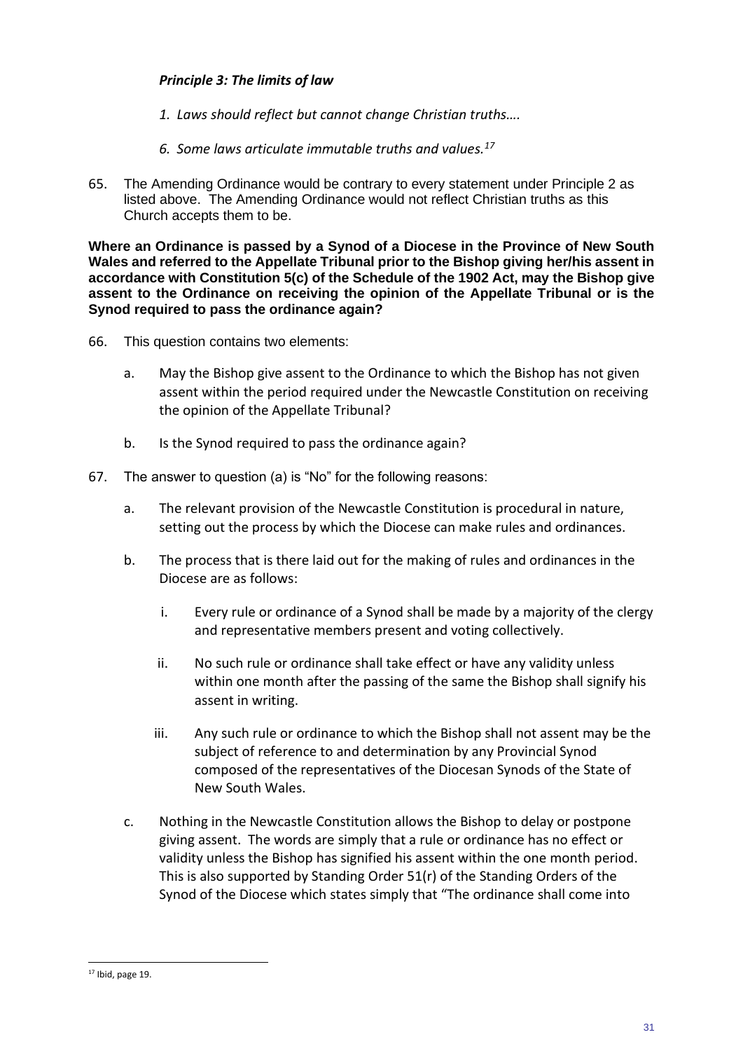***Principle 3: The limits of law***

*1. Laws should reflect but cannot change Christian truths….*

*6. Some laws articulate immutable truths and values.*[17]

65. The Amending Ordinance would be contrary to every statement under Principle 2 as listed above. The Amending Ordinance would not reflect Christian truths as this Church accepts them to be.

**Where an Ordinance is passed by a Synod of a Diocese in the Province of New South Wales and referred to the Appellate Tribunal prior to the Bishop giving her/his assent in accordance with Constitution 5(c) of the Schedule of the 1902 Act, may the Bishop give assent to the Ordinance on receiving the opinion of the Appellate Tribunal or is the Synod required to pass the ordinance again?**

66. This question contains two elements:

    a. May the Bishop give assent to the Ordinance to which the Bishop has not given assent within the period required under the Newcastle Constitution on receiving the opinion of the Appellate Tribunal?

    b. Is the Synod required to pass the ordinance again?

67. The answer to question (a) is "No" for the following reasons:

    a. The relevant provision of the Newcastle Constitution is procedural in nature, setting out the process by which the Diocese can make rules and ordinances.

    b. The process that is there laid out for the making of rules and ordinances in the Diocese are as follows:

        i. Every rule or ordinance of a Synod shall be made by a majority of the clergy and representative members present and voting collectively.

        ii. No such rule or ordinance shall take effect or have any validity unless within one month after the passing of the same the Bishop shall signify his assent in writing.

        iii. Any such rule or ordinance to which the Bishop shall not assent may be the subject of reference to and determination by any Provincial Synod composed of the representatives of the Diocesan Synods of the State of New South Wales.

    c. Nothing in the Newcastle Constitution allows the Bishop to delay or postpone giving assent. The words are simply that a rule or ordinance has no effect or validity unless the Bishop has signified his assent within the one month period. This is also supported by Standing Order 51(r) of the Standing Orders of the Synod of the Diocese which states simply that "The ordinance shall come into

[17] Ibid, page 19.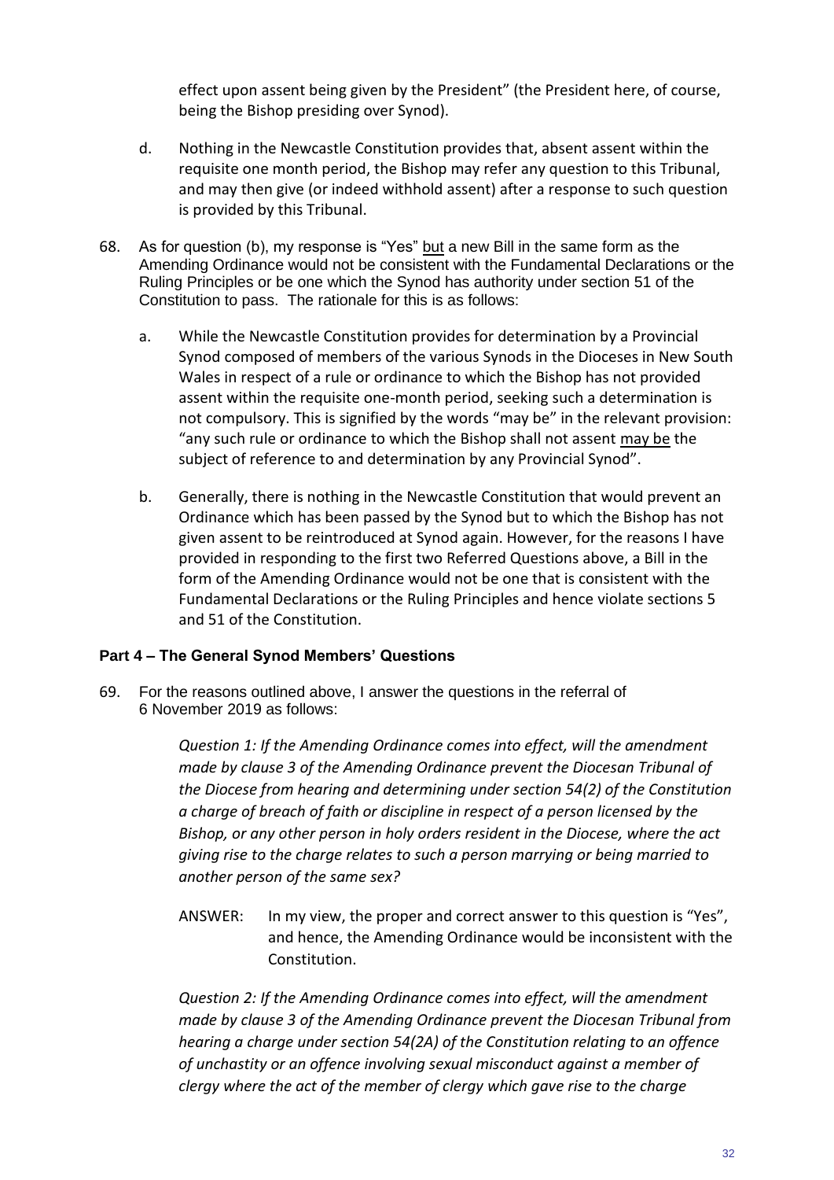effect upon assent being given by the President" (the President here, of course, being the Bishop presiding over Synod).

d. Nothing in the Newcastle Constitution provides that, absent assent within the requisite one month period, the Bishop may refer any question to this Tribunal, and may then give (or indeed withhold assent) after a response to such question is provided by this Tribunal.

68. As for question (b), my response is "Yes" <u>but</u> a new Bill in the same form as the Amending Ordinance would not be consistent with the Fundamental Declarations or the Ruling Principles or be one which the Synod has authority under section 51 of the Constitution to pass. The rationale for this is as follows:

a. While the Newcastle Constitution provides for determination by a Provincial Synod composed of members of the various Synods in the Dioceses in New South Wales in respect of a rule or ordinance to which the Bishop has not provided assent within the requisite one-month period, seeking such a determination is not compulsory. This is signified by the words "may be" in the relevant provision: "any such rule or ordinance to which the Bishop shall not assent <u>may be</u> the subject of reference to and determination by any Provincial Synod".

b. Generally, there is nothing in the Newcastle Constitution that would prevent an Ordinance which has been passed by the Synod but to which the Bishop has not given assent to be reintroduced at Synod again. However, for the reasons I have provided in responding to the first two Referred Questions above, a Bill in the form of the Amending Ordinance would not be one that is consistent with the Fundamental Declarations or the Ruling Principles and hence violate sections 5 and 51 of the Constitution.

### Part 4 – The General Synod Members' Questions

69. For the reasons outlined above, I answer the questions in the referral of 6 November 2019 as follows:

*Question 1: If the Amending Ordinance comes into effect, will the amendment made by clause 3 of the Amending Ordinance prevent the Diocesan Tribunal of the Diocese from hearing and determining under section 54(2) of the Constitution a charge of breach of faith or discipline in respect of a person licensed by the Bishop, or any other person in holy orders resident in the Diocese, where the act giving rise to the charge relates to such a person marrying or being married to another person of the same sex?*

ANSWER: In my view, the proper and correct answer to this question is "Yes", and hence, the Amending Ordinance would be inconsistent with the Constitution.

*Question 2: If the Amending Ordinance comes into effect, will the amendment made by clause 3 of the Amending Ordinance prevent the Diocesan Tribunal from hearing a charge under section 54(2A) of the Constitution relating to an offence of unchastity or an offence involving sexual misconduct against a member of clergy where the act of the member of clergy which gave rise to the charge*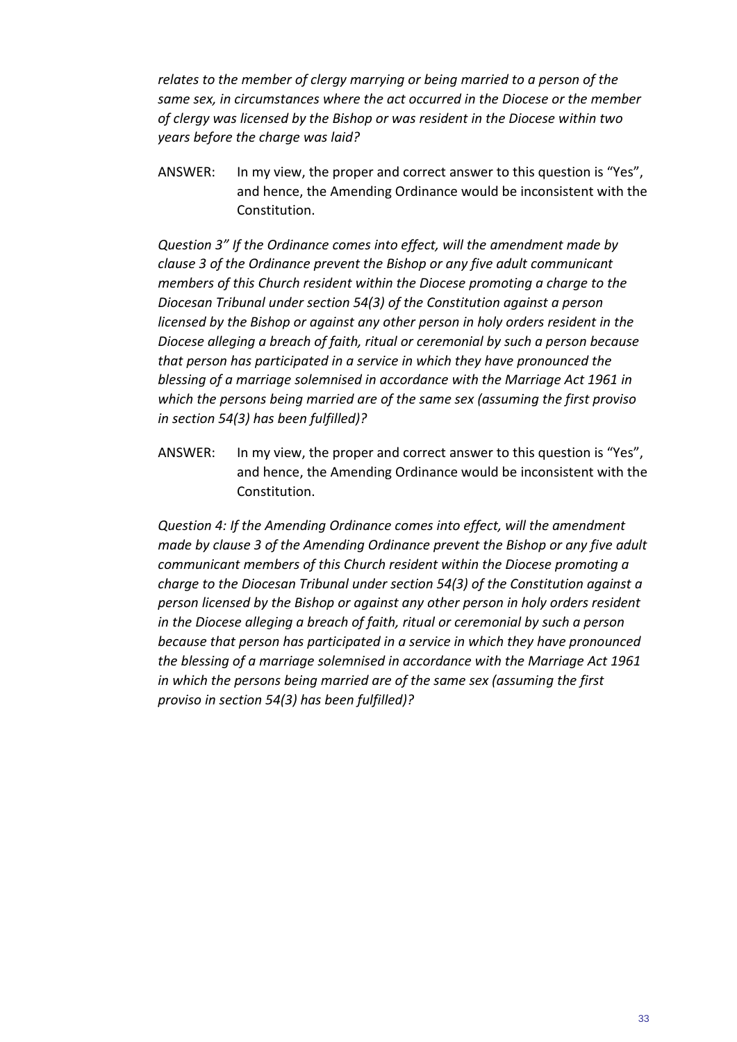*relates to the member of clergy marrying or being married to a person of the same sex, in circumstances where the act occurred in the Diocese or the member of clergy was licensed by the Bishop or was resident in the Diocese within two years before the charge was laid?*

ANSWER: In my view, the proper and correct answer to this question is "Yes", and hence, the Amending Ordinance would be inconsistent with the Constitution.

*Question 3" If the Ordinance comes into effect, will the amendment made by clause 3 of the Ordinance prevent the Bishop or any five adult communicant members of this Church resident within the Diocese promoting a charge to the Diocesan Tribunal under section 54(3) of the Constitution against a person licensed by the Bishop or against any other person in holy orders resident in the Diocese alleging a breach of faith, ritual or ceremonial by such a person because that person has participated in a service in which they have pronounced the blessing of a marriage solemnised in accordance with the Marriage Act 1961 in which the persons being married are of the same sex (assuming the first proviso in section 54(3) has been fulfilled)?*

ANSWER: In my view, the proper and correct answer to this question is "Yes", and hence, the Amending Ordinance would be inconsistent with the Constitution.

*Question 4: If the Amending Ordinance comes into effect, will the amendment made by clause 3 of the Amending Ordinance prevent the Bishop or any five adult communicant members of this Church resident within the Diocese promoting a charge to the Diocesan Tribunal under section 54(3) of the Constitution against a person licensed by the Bishop or against any other person in holy orders resident in the Diocese alleging a breach of faith, ritual or ceremonial by such a person because that person has participated in a service in which they have pronounced the blessing of a marriage solemnised in accordance with the Marriage Act 1961 in which the persons being married are of the same sex (assuming the first proviso in section 54(3) has been fulfilled)?*